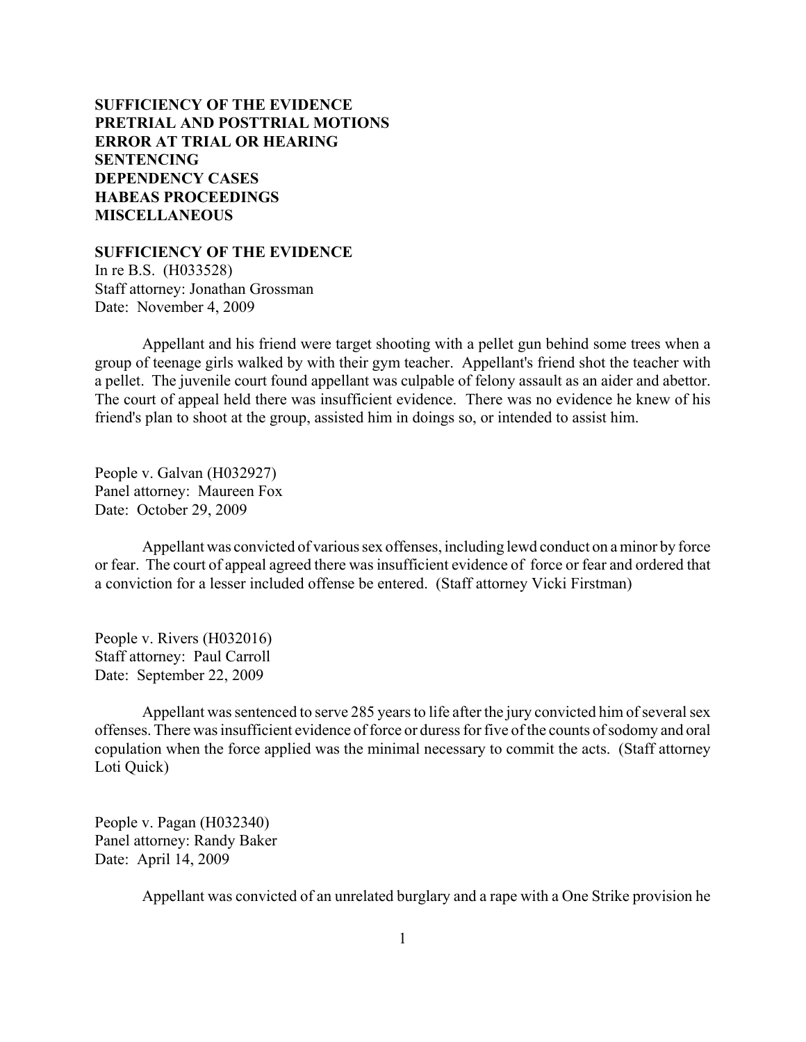**SUFFICIENCY OF THE EVIDENCE**
**PRETRIAL AND POSTTRIAL MOTIONS**
**ERROR AT TRIAL OR HEARING**
**SENTENCING**
**DEPENDENCY CASES**
**HABEAS PROCEEDINGS**
**MISCELLANEOUS**

## SUFFICIENCY OF THE EVIDENCE

In re B.S. (H033528)
Staff attorney: Jonathan Grossman
Date: November 4, 2009

Appellant and his friend were target shooting with a pellet gun behind some trees when a group of teenage girls walked by with their gym teacher. Appellant's friend shot the teacher with a pellet. The juvenile court found appellant was culpable of felony assault as an aider and abettor. The court of appeal held there was insufficient evidence. There was no evidence he knew of his friend's plan to shoot at the group, assisted him in doings so, or intended to assist him.

People v. Galvan (H032927)
Panel attorney: Maureen Fox
Date: October 29, 2009

Appellant was convicted of various sex offenses, including lewd conduct on a minor by force or fear. The court of appeal agreed there was insufficient evidence of force or fear and ordered that a conviction for a lesser included offense be entered. (Staff attorney Vicki Firstman)

People v. Rivers (H032016)
Staff attorney: Paul Carroll
Date: September 22, 2009

Appellant was sentenced to serve 285 years to life after the jury convicted him of several sex offenses. There was insufficient evidence of force or duress for five of the counts of sodomy and oral copulation when the force applied was the minimal necessary to commit the acts. (Staff attorney Loti Quick)

People v. Pagan (H032340)
Panel attorney: Randy Baker
Date: April 14, 2009

Appellant was convicted of an unrelated burglary and a rape with a One Strike provision he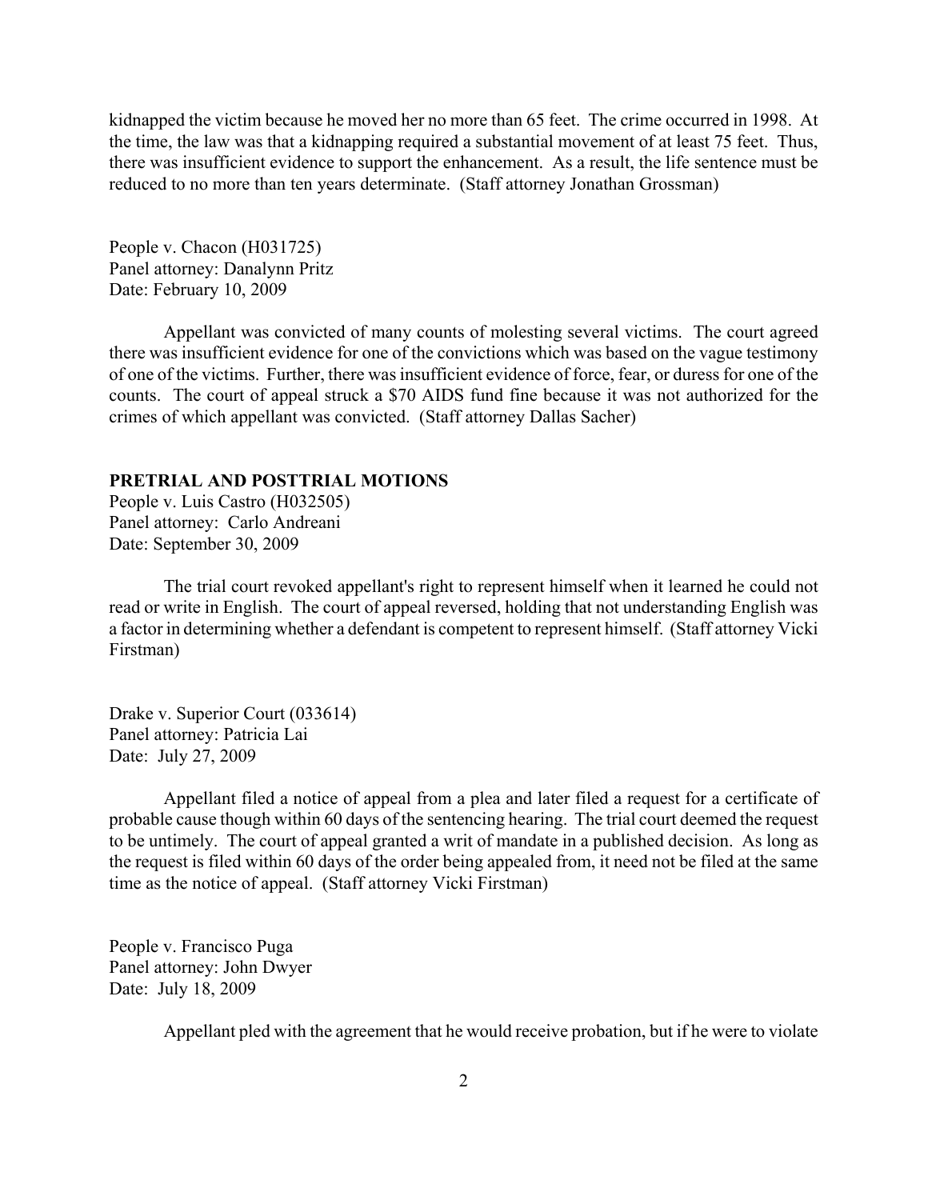kidnapped the victim because he moved her no more than 65 feet. The crime occurred in 1998. At the time, the law was that a kidnapping required a substantial movement of at least 75 feet. Thus, there was insufficient evidence to support the enhancement. As a result, the life sentence must be reduced to no more than ten years determinate. (Staff attorney Jonathan Grossman)

People v. Chacon (H031725)
Panel attorney: Danalynn Pritz
Date: February 10, 2009

Appellant was convicted of many counts of molesting several victims. The court agreed there was insufficient evidence for one of the convictions which was based on the vague testimony of one of the victims. Further, there was insufficient evidence of force, fear, or duress for one of the counts. The court of appeal struck a $70 AIDS fund fine because it was not authorized for the crimes of which appellant was convicted. (Staff attorney Dallas Sacher)

**PRETRIAL AND POSTTRIAL MOTIONS**

People v. Luis Castro (H032505)
Panel attorney: Carlo Andreani
Date: September 30, 2009

The trial court revoked appellant's right to represent himself when it learned he could not read or write in English. The court of appeal reversed, holding that not understanding English was a factor in determining whether a defendant is competent to represent himself. (Staff attorney Vicki Firstman)

Drake v. Superior Court (033614)
Panel attorney: Patricia Lai
Date: July 27, 2009

Appellant filed a notice of appeal from a plea and later filed a request for a certificate of probable cause though within 60 days of the sentencing hearing. The trial court deemed the request to be untimely. The court of appeal granted a writ of mandate in a published decision. As long as the request is filed within 60 days of the order being appealed from, it need not be filed at the same time as the notice of appeal. (Staff attorney Vicki Firstman)

People v. Francisco Puga
Panel attorney: John Dwyer
Date: July 18, 2009

Appellant pled with the agreement that he would receive probation, but if he were to violate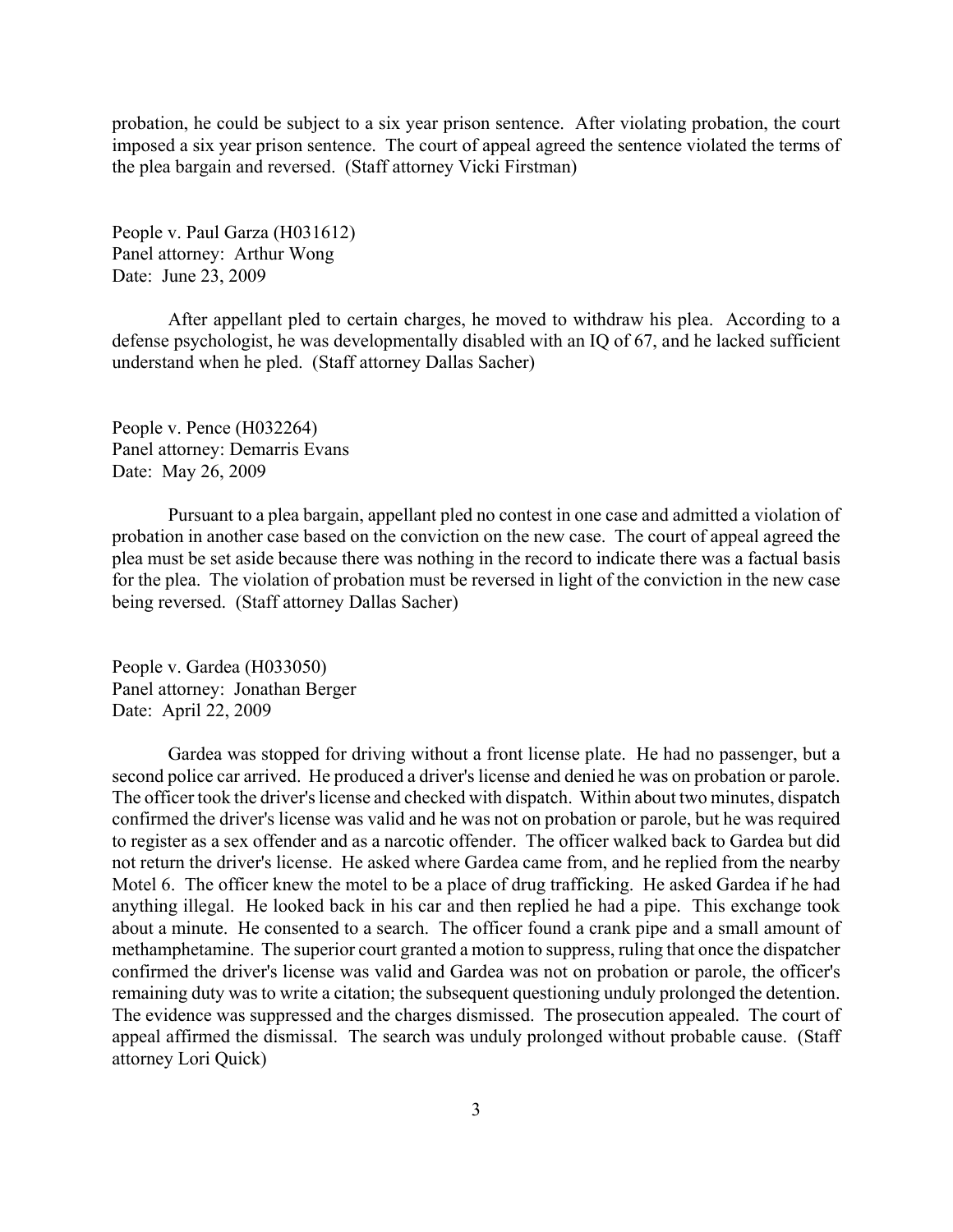probation, he could be subject to a six year prison sentence. After violating probation, the court imposed a six year prison sentence. The court of appeal agreed the sentence violated the terms of the plea bargain and reversed. (Staff attorney Vicki Firstman)

People v. Paul Garza (H031612)
Panel attorney: Arthur Wong
Date: June 23, 2009

After appellant pled to certain charges, he moved to withdraw his plea. According to a defense psychologist, he was developmentally disabled with an IQ of 67, and he lacked sufficient understand when he pled. (Staff attorney Dallas Sacher)

People v. Pence (H032264)
Panel attorney: Demarris Evans
Date: May 26, 2009

Pursuant to a plea bargain, appellant pled no contest in one case and admitted a violation of probation in another case based on the conviction on the new case. The court of appeal agreed the plea must be set aside because there was nothing in the record to indicate there was a factual basis for the plea. The violation of probation must be reversed in light of the conviction in the new case being reversed. (Staff attorney Dallas Sacher)

People v. Gardea (H033050)
Panel attorney: Jonathan Berger
Date: April 22, 2009

Gardea was stopped for driving without a front license plate. He had no passenger, but a second police car arrived. He produced a driver's license and denied he was on probation or parole. The officer took the driver's license and checked with dispatch. Within about two minutes, dispatch confirmed the driver's license was valid and he was not on probation or parole, but he was required to register as a sex offender and as a narcotic offender. The officer walked back to Gardea but did not return the driver's license. He asked where Gardea came from, and he replied from the nearby Motel 6. The officer knew the motel to be a place of drug trafficking. He asked Gardea if he had anything illegal. He looked back in his car and then replied he had a pipe. This exchange took about a minute. He consented to a search. The officer found a crank pipe and a small amount of methamphetamine. The superior court granted a motion to suppress, ruling that once the dispatcher confirmed the driver's license was valid and Gardea was not on probation or parole, the officer's remaining duty was to write a citation; the subsequent questioning unduly prolonged the detention. The evidence was suppressed and the charges dismissed. The prosecution appealed. The court of appeal affirmed the dismissal. The search was unduly prolonged without probable cause. (Staff attorney Lori Quick)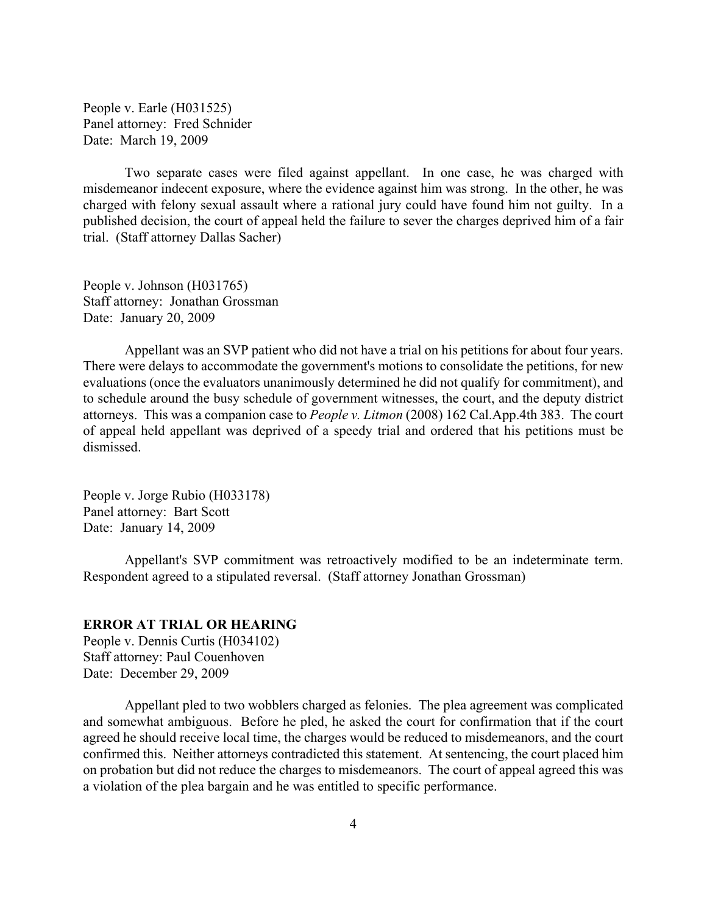People v. Earle (H031525)
Panel attorney: Fred Schnider
Date: March 19, 2009

Two separate cases were filed against appellant. In one case, he was charged with misdemeanor indecent exposure, where the evidence against him was strong. In the other, he was charged with felony sexual assault where a rational jury could have found him not guilty. In a published decision, the court of appeal held the failure to sever the charges deprived him of a fair trial. (Staff attorney Dallas Sacher)

People v. Johnson (H031765)
Staff attorney: Jonathan Grossman
Date: January 20, 2009

Appellant was an SVP patient who did not have a trial on his petitions for about four years. There were delays to accommodate the government's motions to consolidate the petitions, for new evaluations (once the evaluators unanimously determined he did not qualify for commitment), and to schedule around the busy schedule of government witnesses, the court, and the deputy district attorneys. This was a companion case to *People v. Litmon* (2008) 162 Cal.App.4th 383. The court of appeal held appellant was deprived of a speedy trial and ordered that his petitions must be dismissed.

People v. Jorge Rubio (H033178)
Panel attorney: Bart Scott
Date: January 14, 2009

Appellant's SVP commitment was retroactively modified to be an indeterminate term. Respondent agreed to a stipulated reversal. (Staff attorney Jonathan Grossman)

**ERROR AT TRIAL OR HEARING**

People v. Dennis Curtis (H034102)
Staff attorney: Paul Couenhoven
Date: December 29, 2009

Appellant pled to two wobblers charged as felonies. The plea agreement was complicated and somewhat ambiguous. Before he pled, he asked the court for confirmation that if the court agreed he should receive local time, the charges would be reduced to misdemeanors, and the court confirmed this. Neither attorneys contradicted this statement. At sentencing, the court placed him on probation but did not reduce the charges to misdemeanors. The court of appeal agreed this was a violation of the plea bargain and he was entitled to specific performance.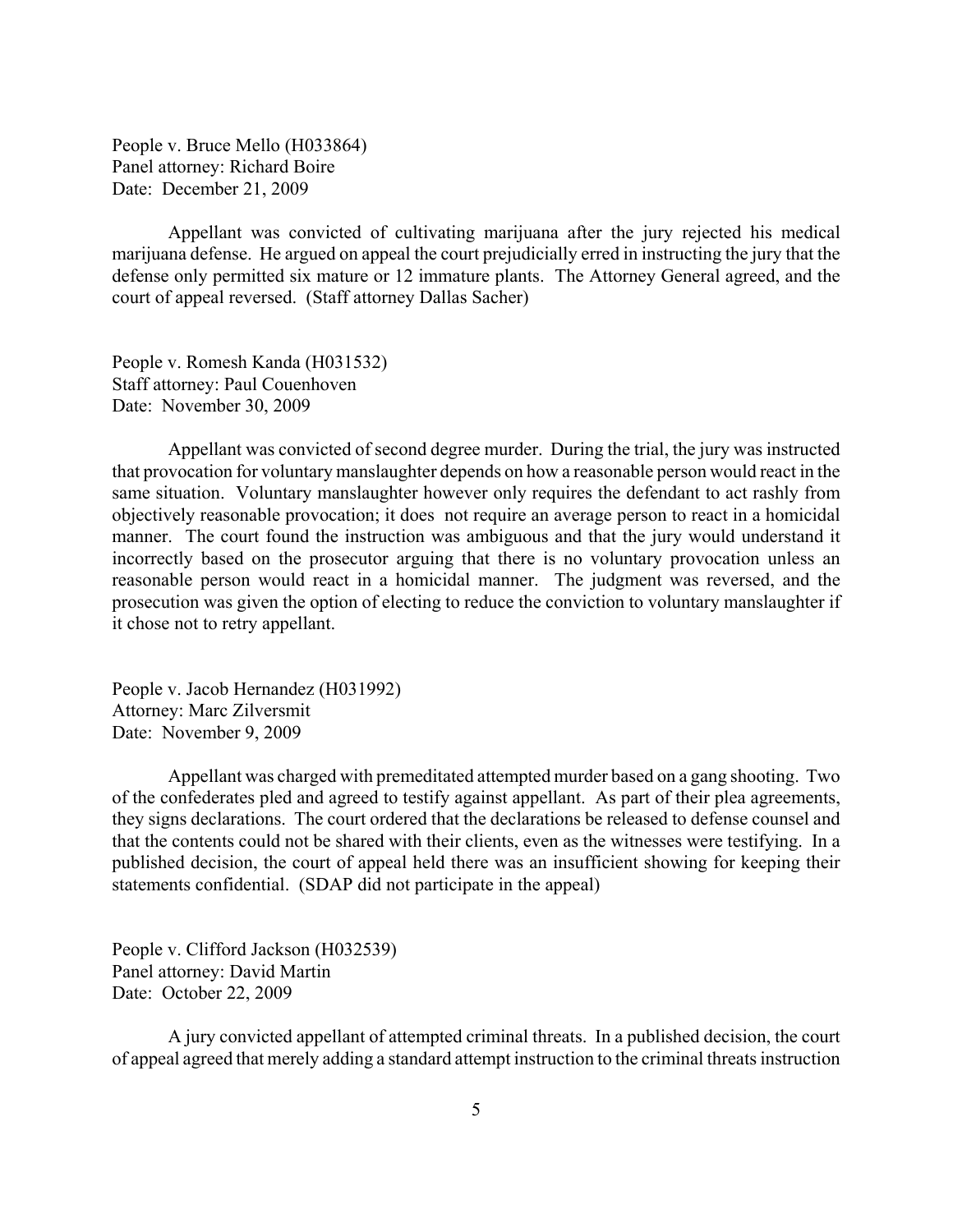People v. Bruce Mello (H033864)
Panel attorney: Richard Boire
Date: December 21, 2009

Appellant was convicted of cultivating marijuana after the jury rejected his medical marijuana defense. He argued on appeal the court prejudicially erred in instructing the jury that the defense only permitted six mature or 12 immature plants. The Attorney General agreed, and the court of appeal reversed. (Staff attorney Dallas Sacher)

People v. Romesh Kanda (H031532)
Staff attorney: Paul Couenhoven
Date: November 30, 2009

Appellant was convicted of second degree murder. During the trial, the jury was instructed that provocation for voluntary manslaughter depends on how a reasonable person would react in the same situation. Voluntary manslaughter however only requires the defendant to act rashly from objectively reasonable provocation; it does not require an average person to react in a homicidal manner. The court found the instruction was ambiguous and that the jury would understand it incorrectly based on the prosecutor arguing that there is no voluntary provocation unless an reasonable person would react in a homicidal manner. The judgment was reversed, and the prosecution was given the option of electing to reduce the conviction to voluntary manslaughter if it chose not to retry appellant.

People v. Jacob Hernandez (H031992)
Attorney: Marc Zilversmit
Date: November 9, 2009

Appellant was charged with premeditated attempted murder based on a gang shooting. Two of the confederates pled and agreed to testify against appellant. As part of their plea agreements, they signs declarations. The court ordered that the declarations be released to defense counsel and that the contents could not be shared with their clients, even as the witnesses were testifying. In a published decision, the court of appeal held there was an insufficient showing for keeping their statements confidential. (SDAP did not participate in the appeal)

People v. Clifford Jackson (H032539)
Panel attorney: David Martin
Date: October 22, 2009

A jury convicted appellant of attempted criminal threats. In a published decision, the court of appeal agreed that merely adding a standard attempt instruction to the criminal threats instruction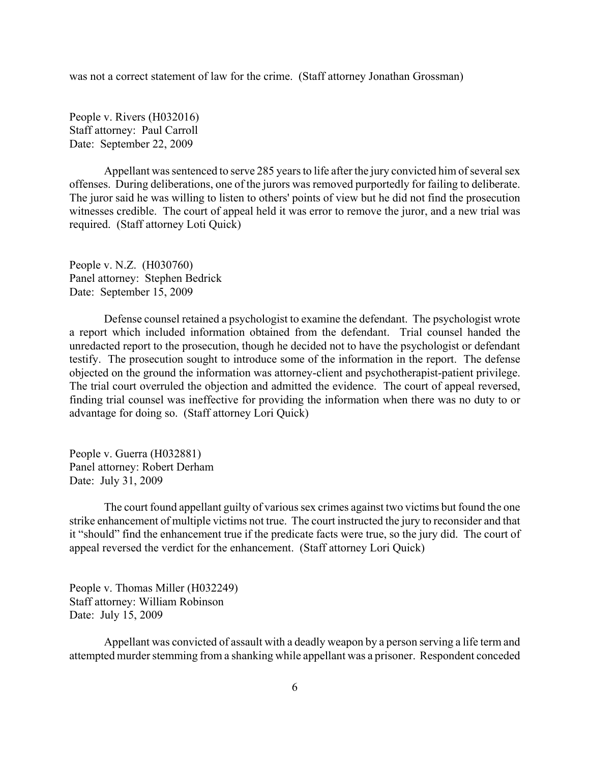was not a correct statement of law for the crime. (Staff attorney Jonathan Grossman)

People v. Rivers (H032016)
Staff attorney: Paul Carroll
Date: September 22, 2009

Appellant was sentenced to serve 285 years to life after the jury convicted him of several sex offenses. During deliberations, one of the jurors was removed purportedly for failing to deliberate. The juror said he was willing to listen to others' points of view but he did not find the prosecution witnesses credible. The court of appeal held it was error to remove the juror, and a new trial was required. (Staff attorney Loti Quick)

People v. N.Z. (H030760)
Panel attorney: Stephen Bedrick
Date: September 15, 2009

Defense counsel retained a psychologist to examine the defendant. The psychologist wrote a report which included information obtained from the defendant. Trial counsel handed the unredacted report to the prosecution, though he decided not to have the psychologist or defendant testify. The prosecution sought to introduce some of the information in the report. The defense objected on the ground the information was attorney-client and psychotherapist-patient privilege. The trial court overruled the objection and admitted the evidence. The court of appeal reversed, finding trial counsel was ineffective for providing the information when there was no duty to or advantage for doing so. (Staff attorney Lori Quick)

People v. Guerra (H032881)
Panel attorney: Robert Derham
Date: July 31, 2009

The court found appellant guilty of various sex crimes against two victims but found the one strike enhancement of multiple victims not true. The court instructed the jury to reconsider and that it "should" find the enhancement true if the predicate facts were true, so the jury did. The court of appeal reversed the verdict for the enhancement. (Staff attorney Lori Quick)

People v. Thomas Miller (H032249)
Staff attorney: William Robinson
Date: July 15, 2009

Appellant was convicted of assault with a deadly weapon by a person serving a life term and attempted murder stemming from a shanking while appellant was a prisoner. Respondent conceded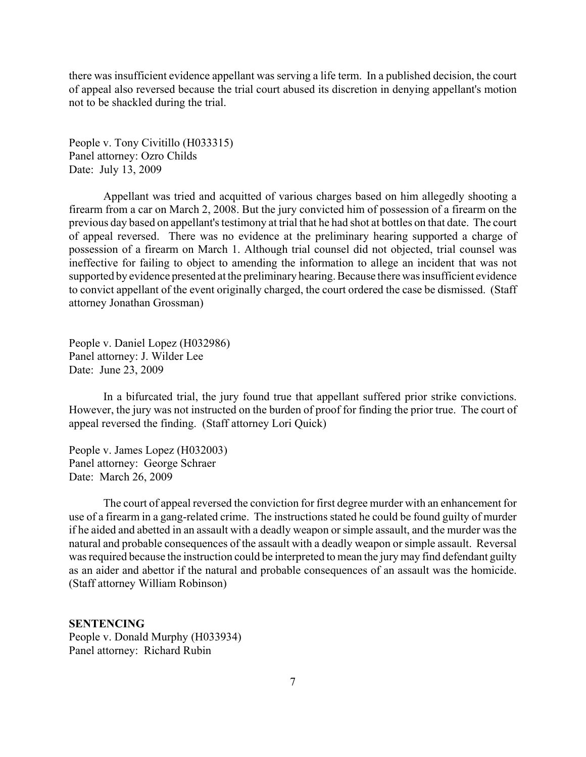there was insufficient evidence appellant was serving a life term. In a published decision, the court of appeal also reversed because the trial court abused its discretion in denying appellant's motion not to be shackled during the trial.

People v. Tony Civitillo (H033315)
Panel attorney: Ozro Childs
Date: July 13, 2009

Appellant was tried and acquitted of various charges based on him allegedly shooting a firearm from a car on March 2, 2008. But the jury convicted him of possession of a firearm on the previous day based on appellant's testimony at trial that he had shot at bottles on that date. The court of appeal reversed. There was no evidence at the preliminary hearing supported a charge of possession of a firearm on March 1. Although trial counsel did not objected, trial counsel was ineffective for failing to object to amending the information to allege an incident that was not supported by evidence presented at the preliminary hearing. Because there was insufficient evidence to convict appellant of the event originally charged, the court ordered the case be dismissed. (Staff attorney Jonathan Grossman)

People v. Daniel Lopez (H032986)
Panel attorney: J. Wilder Lee
Date: June 23, 2009

In a bifurcated trial, the jury found true that appellant suffered prior strike convictions. However, the jury was not instructed on the burden of proof for finding the prior true. The court of appeal reversed the finding. (Staff attorney Lori Quick)

People v. James Lopez (H032003)
Panel attorney: George Schraer
Date: March 26, 2009

The court of appeal reversed the conviction for first degree murder with an enhancement for use of a firearm in a gang-related crime. The instructions stated he could be found guilty of murder if he aided and abetted in an assault with a deadly weapon or simple assault, and the murder was the natural and probable consequences of the assault with a deadly weapon or simple assault. Reversal was required because the instruction could be interpreted to mean the jury may find defendant guilty as an aider and abettor if the natural and probable consequences of an assault was the homicide. (Staff attorney William Robinson)

**SENTENCING**
People v. Donald Murphy (H033934)
Panel attorney: Richard Rubin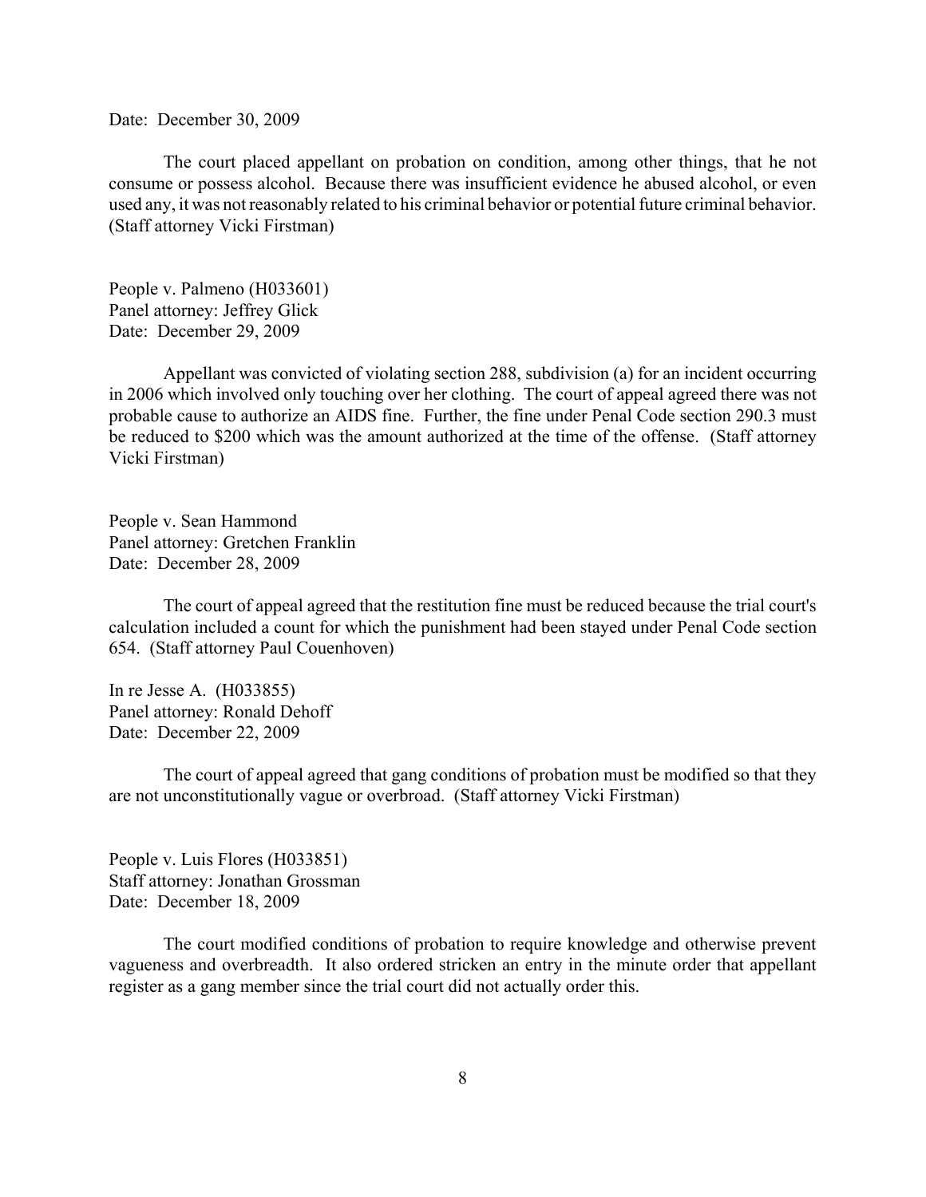Date: December 30, 2009

The court placed appellant on probation on condition, among other things, that he not consume or possess alcohol. Because there was insufficient evidence he abused alcohol, or even used any, it was not reasonably related to his criminal behavior or potential future criminal behavior. (Staff attorney Vicki Firstman)

People v. Palmeno (H033601)
Panel attorney: Jeffrey Glick
Date: December 29, 2009

Appellant was convicted of violating section 288, subdivision (a) for an incident occurring in 2006 which involved only touching over her clothing. The court of appeal agreed there was not probable cause to authorize an AIDS fine. Further, the fine under Penal Code section 290.3 must be reduced to $200 which was the amount authorized at the time of the offense. (Staff attorney Vicki Firstman)

People v. Sean Hammond
Panel attorney: Gretchen Franklin
Date: December 28, 2009

The court of appeal agreed that the restitution fine must be reduced because the trial court's calculation included a count for which the punishment had been stayed under Penal Code section 654. (Staff attorney Paul Couenhoven)

In re Jesse A. (H033855)
Panel attorney: Ronald Dehoff
Date: December 22, 2009

The court of appeal agreed that gang conditions of probation must be modified so that they are not unconstitutionally vague or overbroad. (Staff attorney Vicki Firstman)

People v. Luis Flores (H033851)
Staff attorney: Jonathan Grossman
Date: December 18, 2009

The court modified conditions of probation to require knowledge and otherwise prevent vagueness and overbreadth. It also ordered stricken an entry in the minute order that appellant register as a gang member since the trial court did not actually order this.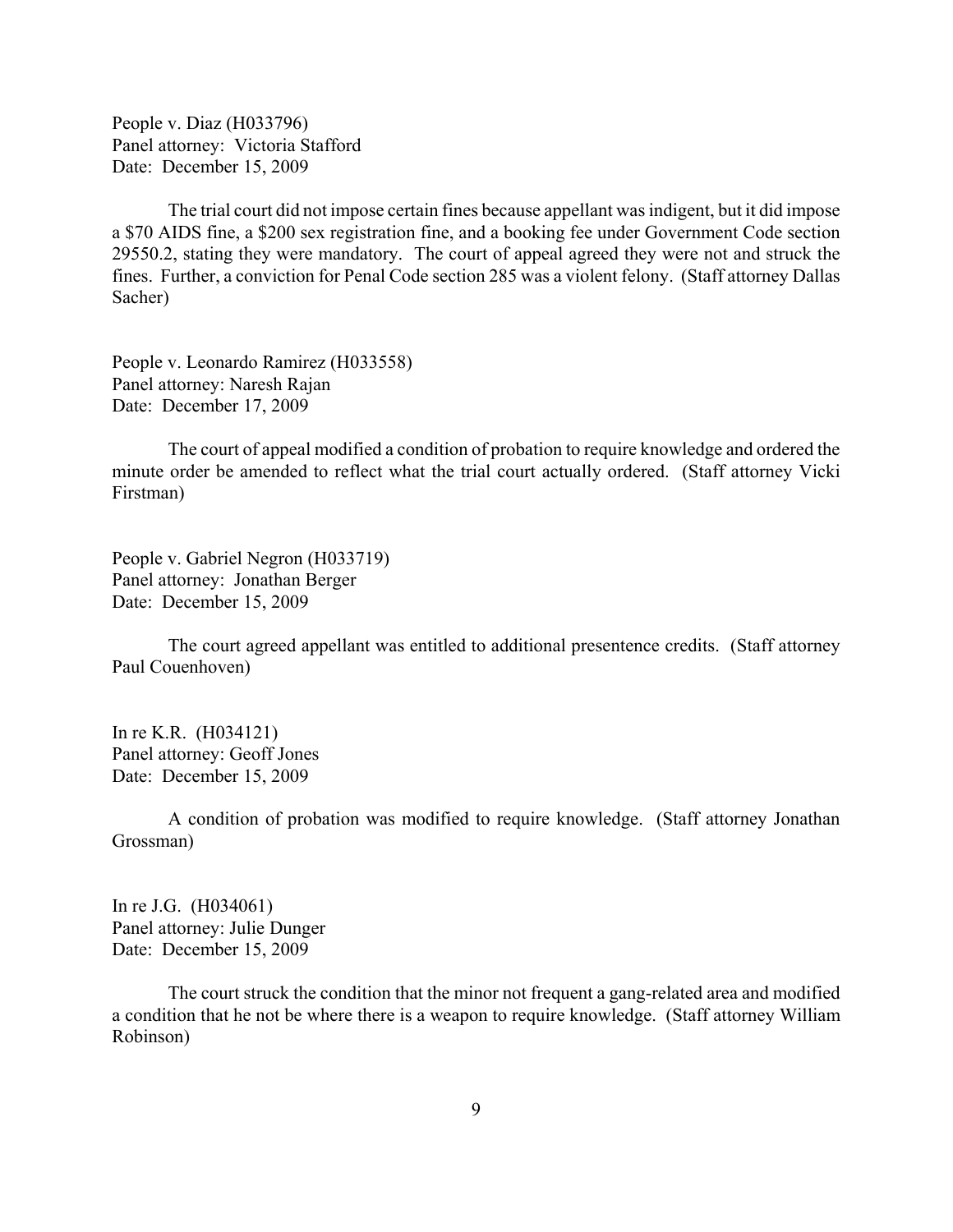People v. Diaz (H033796)
Panel attorney: Victoria Stafford
Date: December 15, 2009

The trial court did not impose certain fines because appellant was indigent, but it did impose a $70 AIDS fine, a $200 sex registration fine, and a booking fee under Government Code section 29550.2, stating they were mandatory. The court of appeal agreed they were not and struck the fines. Further, a conviction for Penal Code section 285 was a violent felony. (Staff attorney Dallas Sacher)

People v. Leonardo Ramirez (H033558)
Panel attorney: Naresh Rajan
Date: December 17, 2009

The court of appeal modified a condition of probation to require knowledge and ordered the minute order be amended to reflect what the trial court actually ordered. (Staff attorney Vicki Firstman)

People v. Gabriel Negron (H033719)
Panel attorney: Jonathan Berger
Date: December 15, 2009

The court agreed appellant was entitled to additional presentence credits. (Staff attorney Paul Couenhoven)

In re K.R. (H034121)
Panel attorney: Geoff Jones
Date: December 15, 2009

A condition of probation was modified to require knowledge. (Staff attorney Jonathan Grossman)

In re J.G. (H034061)
Panel attorney: Julie Dunger
Date: December 15, 2009

The court struck the condition that the minor not frequent a gang-related area and modified a condition that he not be where there is a weapon to require knowledge. (Staff attorney William Robinson)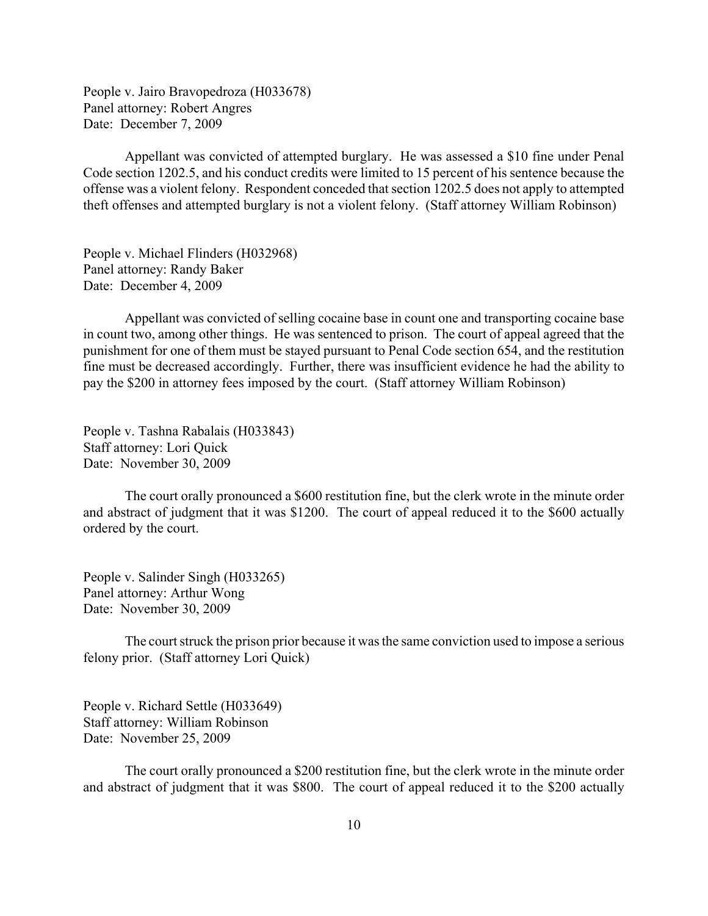People v. Jairo Bravopedroza (H033678)
Panel attorney: Robert Angres
Date: December 7, 2009

Appellant was convicted of attempted burglary. He was assessed a $10 fine under Penal Code section 1202.5, and his conduct credits were limited to 15 percent of his sentence because the offense was a violent felony. Respondent conceded that section 1202.5 does not apply to attempted theft offenses and attempted burglary is not a violent felony. (Staff attorney William Robinson)

People v. Michael Flinders (H032968)
Panel attorney: Randy Baker
Date: December 4, 2009

Appellant was convicted of selling cocaine base in count one and transporting cocaine base in count two, among other things. He was sentenced to prison. The court of appeal agreed that the punishment for one of them must be stayed pursuant to Penal Code section 654, and the restitution fine must be decreased accordingly. Further, there was insufficient evidence he had the ability to pay the $200 in attorney fees imposed by the court. (Staff attorney William Robinson)

People v. Tashna Rabalais (H033843)
Staff attorney: Lori Quick
Date: November 30, 2009

The court orally pronounced a $600 restitution fine, but the clerk wrote in the minute order and abstract of judgment that it was $1200. The court of appeal reduced it to the $600 actually ordered by the court.

People v. Salinder Singh (H033265)
Panel attorney: Arthur Wong
Date: November 30, 2009

The court struck the prison prior because it was the same conviction used to impose a serious felony prior. (Staff attorney Lori Quick)

People v. Richard Settle (H033649)
Staff attorney: William Robinson
Date: November 25, 2009

The court orally pronounced a $200 restitution fine, but the clerk wrote in the minute order and abstract of judgment that it was $800. The court of appeal reduced it to the $200 actually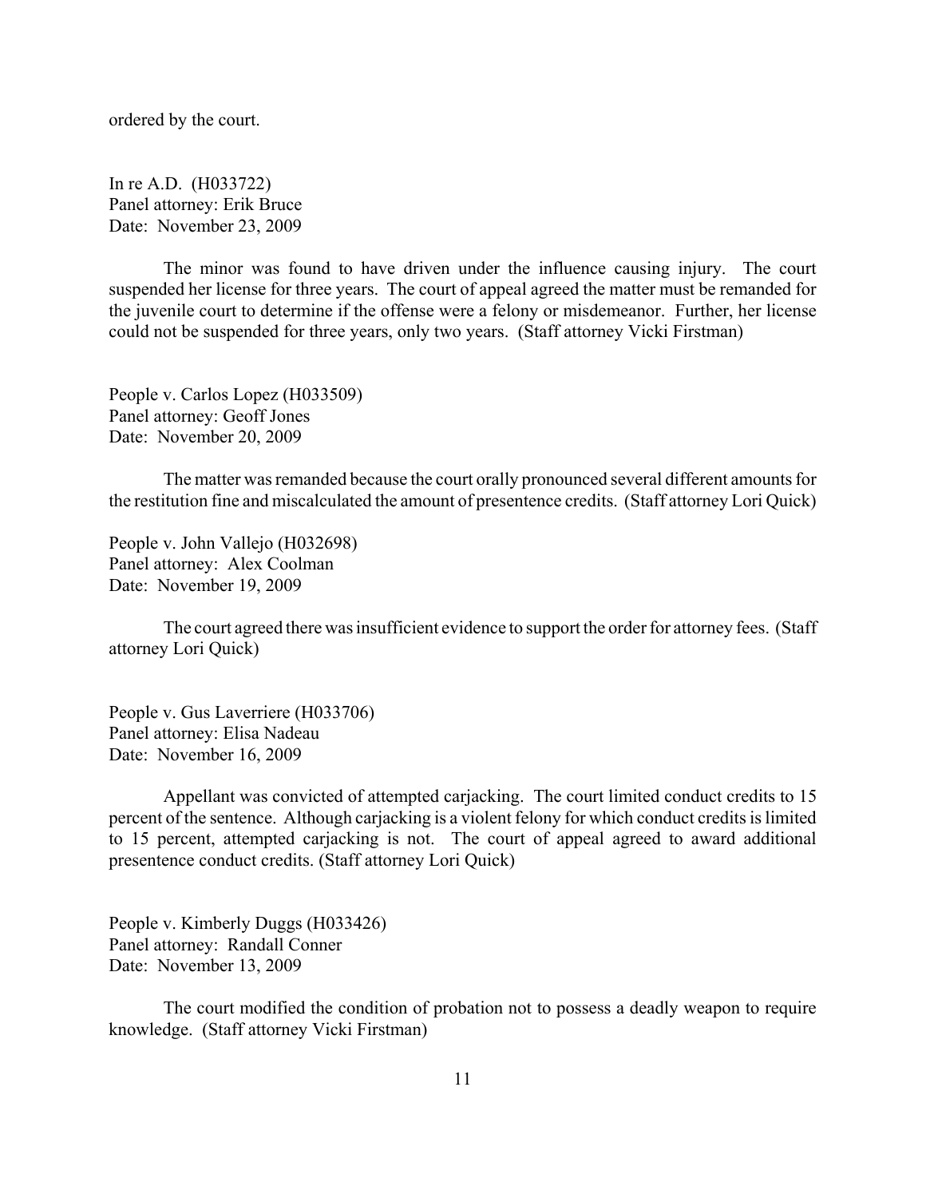ordered by the court.

In re A.D. (H033722)
Panel attorney: Erik Bruce
Date: November 23, 2009

The minor was found to have driven under the influence causing injury. The court suspended her license for three years. The court of appeal agreed the matter must be remanded for the juvenile court to determine if the offense were a felony or misdemeanor. Further, her license could not be suspended for three years, only two years. (Staff attorney Vicki Firstman)

People v. Carlos Lopez (H033509)
Panel attorney: Geoff Jones
Date: November 20, 2009

The matter was remanded because the court orally pronounced several different amounts for the restitution fine and miscalculated the amount of presentence credits. (Staff attorney Lori Quick)

People v. John Vallejo (H032698)
Panel attorney: Alex Coolman
Date: November 19, 2009

The court agreed there was insufficient evidence to support the order for attorney fees. (Staff attorney Lori Quick)

People v. Gus Laverriere (H033706)
Panel attorney: Elisa Nadeau
Date: November 16, 2009

Appellant was convicted of attempted carjacking. The court limited conduct credits to 15 percent of the sentence. Although carjacking is a violent felony for which conduct credits is limited to 15 percent, attempted carjacking is not. The court of appeal agreed to award additional presentence conduct credits. (Staff attorney Lori Quick)

People v. Kimberly Duggs (H033426)
Panel attorney: Randall Conner
Date: November 13, 2009

The court modified the condition of probation not to possess a deadly weapon to require knowledge. (Staff attorney Vicki Firstman)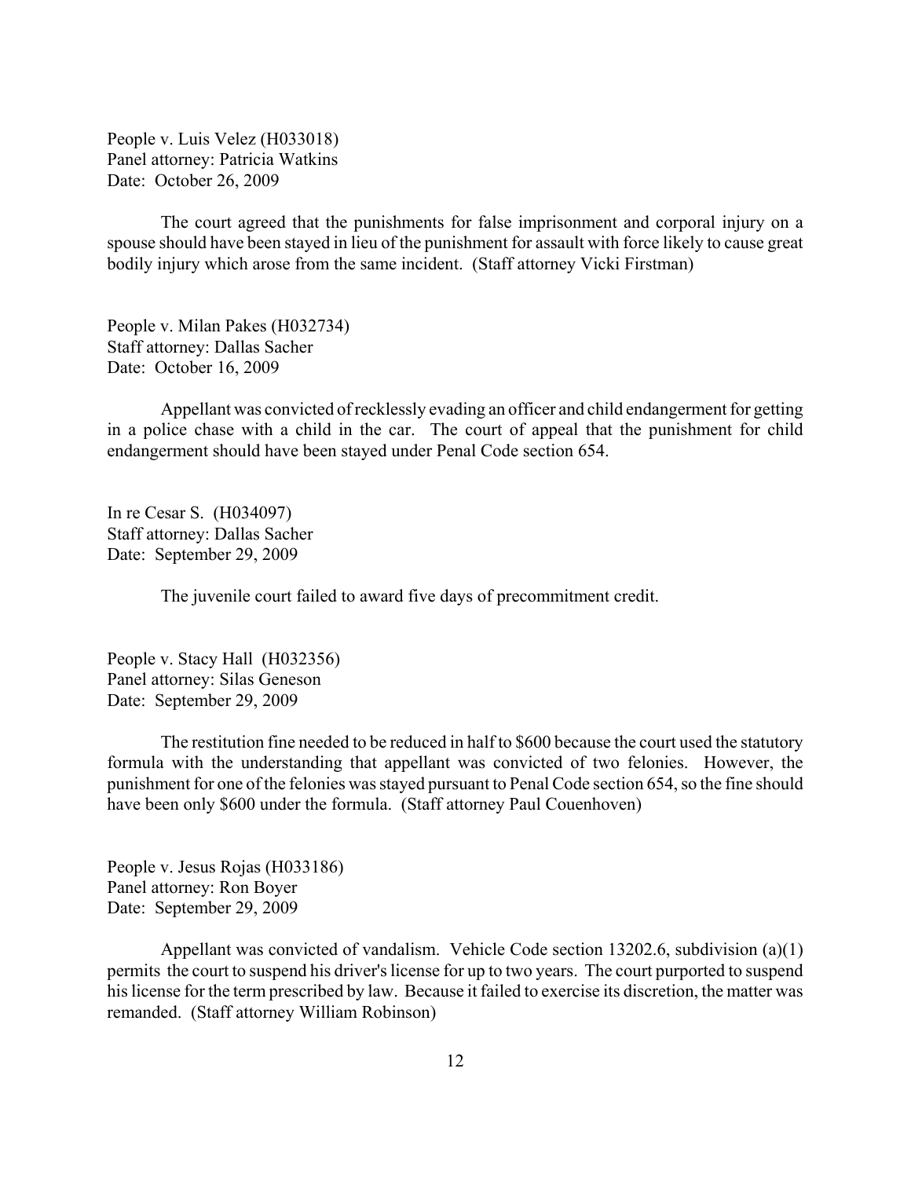People v. Luis Velez (H033018)
Panel attorney: Patricia Watkins
Date: October 26, 2009

The court agreed that the punishments for false imprisonment and corporal injury on a spouse should have been stayed in lieu of the punishment for assault with force likely to cause great bodily injury which arose from the same incident. (Staff attorney Vicki Firstman)

People v. Milan Pakes (H032734)
Staff attorney: Dallas Sacher
Date: October 16, 2009

Appellant was convicted of recklessly evading an officer and child endangerment for getting in a police chase with a child in the car. The court of appeal that the punishment for child endangerment should have been stayed under Penal Code section 654.

In re Cesar S. (H034097)
Staff attorney: Dallas Sacher
Date: September 29, 2009

The juvenile court failed to award five days of precommitment credit.

People v. Stacy Hall (H032356)
Panel attorney: Silas Geneson
Date: September 29, 2009

The restitution fine needed to be reduced in half to $600 because the court used the statutory formula with the understanding that appellant was convicted of two felonies. However, the punishment for one of the felonies was stayed pursuant to Penal Code section 654, so the fine should have been only $600 under the formula. (Staff attorney Paul Couenhoven)

People v. Jesus Rojas (H033186)
Panel attorney: Ron Boyer
Date: September 29, 2009

Appellant was convicted of vandalism. Vehicle Code section 13202.6, subdivision (a)(1) permits the court to suspend his driver's license for up to two years. The court purported to suspend his license for the term prescribed by law. Because it failed to exercise its discretion, the matter was remanded. (Staff attorney William Robinson)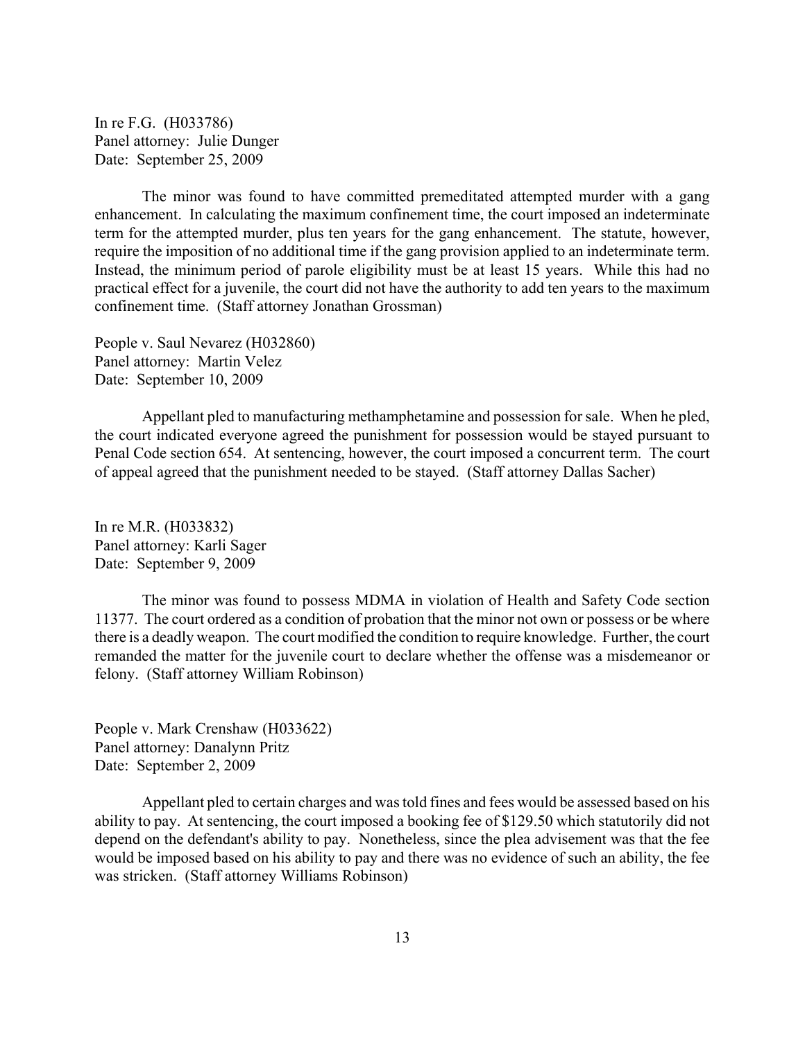In re F.G. (H033786)
Panel attorney: Julie Dunger
Date: September 25, 2009

The minor was found to have committed premeditated attempted murder with a gang enhancement. In calculating the maximum confinement time, the court imposed an indeterminate term for the attempted murder, plus ten years for the gang enhancement. The statute, however, require the imposition of no additional time if the gang provision applied to an indeterminate term. Instead, the minimum period of parole eligibility must be at least 15 years. While this had no practical effect for a juvenile, the court did not have the authority to add ten years to the maximum confinement time. (Staff attorney Jonathan Grossman)

People v. Saul Nevarez (H032860)
Panel attorney: Martin Velez
Date: September 10, 2009

Appellant pled to manufacturing methamphetamine and possession for sale. When he pled, the court indicated everyone agreed the punishment for possession would be stayed pursuant to Penal Code section 654. At sentencing, however, the court imposed a concurrent term. The court of appeal agreed that the punishment needed to be stayed. (Staff attorney Dallas Sacher)

In re M.R. (H033832)
Panel attorney: Karli Sager
Date: September 9, 2009

The minor was found to possess MDMA in violation of Health and Safety Code section 11377. The court ordered as a condition of probation that the minor not own or possess or be where there is a deadly weapon. The court modified the condition to require knowledge. Further, the court remanded the matter for the juvenile court to declare whether the offense was a misdemeanor or felony. (Staff attorney William Robinson)

People v. Mark Crenshaw (H033622)
Panel attorney: Danalynn Pritz
Date: September 2, 2009

Appellant pled to certain charges and was told fines and fees would be assessed based on his ability to pay. At sentencing, the court imposed a booking fee of $129.50 which statutorily did not depend on the defendant's ability to pay. Nonetheless, since the plea advisement was that the fee would be imposed based on his ability to pay and there was no evidence of such an ability, the fee was stricken. (Staff attorney Williams Robinson)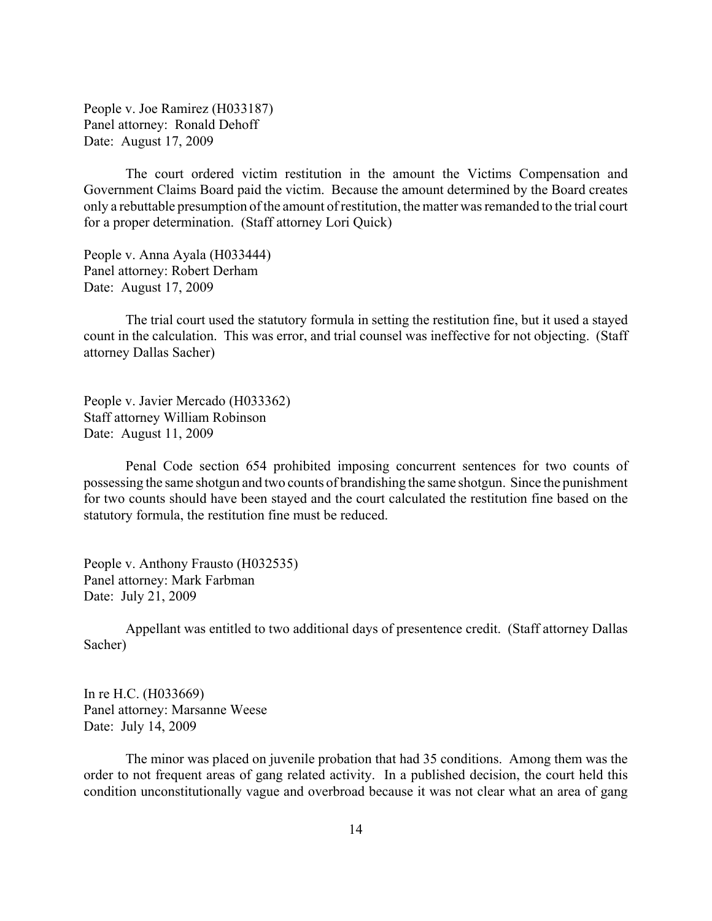People v. Joe Ramirez (H033187)
Panel attorney: Ronald Dehoff
Date: August 17, 2009

The court ordered victim restitution in the amount the Victims Compensation and Government Claims Board paid the victim. Because the amount determined by the Board creates only a rebuttable presumption of the amount of restitution, the matter was remanded to the trial court for a proper determination. (Staff attorney Lori Quick)

People v. Anna Ayala (H033444)
Panel attorney: Robert Derham
Date: August 17, 2009

The trial court used the statutory formula in setting the restitution fine, but it used a stayed count in the calculation. This was error, and trial counsel was ineffective for not objecting. (Staff attorney Dallas Sacher)

People v. Javier Mercado (H033362)
Staff attorney William Robinson
Date: August 11, 2009

Penal Code section 654 prohibited imposing concurrent sentences for two counts of possessing the same shotgun and two counts of brandishing the same shotgun. Since the punishment for two counts should have been stayed and the court calculated the restitution fine based on the statutory formula, the restitution fine must be reduced.

People v. Anthony Frausto (H032535)
Panel attorney: Mark Farbman
Date: July 21, 2009

Appellant was entitled to two additional days of presentence credit. (Staff attorney Dallas Sacher)

In re H.C. (H033669)
Panel attorney: Marsanne Weese
Date: July 14, 2009

The minor was placed on juvenile probation that had 35 conditions. Among them was the order to not frequent areas of gang related activity. In a published decision, the court held this condition unconstitutionally vague and overbroad because it was not clear what an area of gang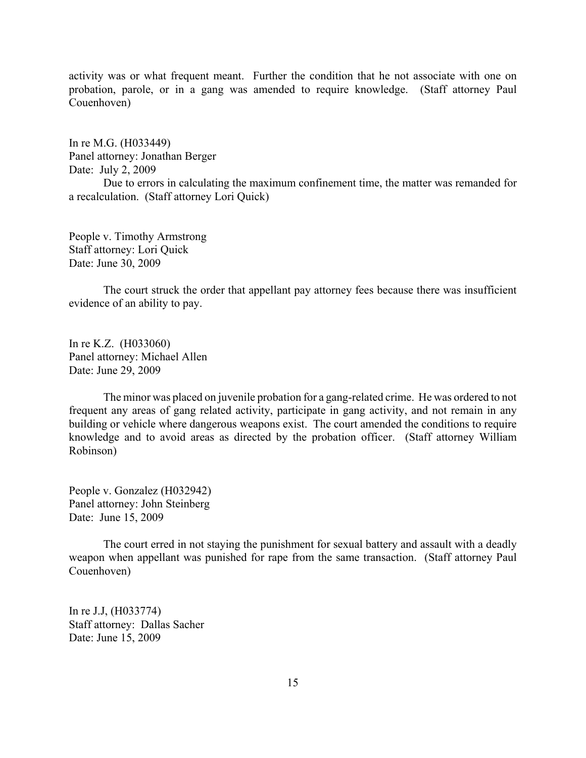activity was or what frequent meant. Further the condition that he not associate with one on probation, parole, or in a gang was amended to require knowledge. (Staff attorney Paul Couenhoven)

In re M.G. (H033449)
Panel attorney: Jonathan Berger
Date: July 2, 2009

Due to errors in calculating the maximum confinement time, the matter was remanded for a recalculation. (Staff attorney Lori Quick)

People v. Timothy Armstrong
Staff attorney: Lori Quick
Date: June 30, 2009

The court struck the order that appellant pay attorney fees because there was insufficient evidence of an ability to pay.

In re K.Z. (H033060)
Panel attorney: Michael Allen
Date: June 29, 2009

The minor was placed on juvenile probation for a gang-related crime. He was ordered to not frequent any areas of gang related activity, participate in gang activity, and not remain in any building or vehicle where dangerous weapons exist. The court amended the conditions to require knowledge and to avoid areas as directed by the probation officer. (Staff attorney William Robinson)

People v. Gonzalez (H032942)
Panel attorney: John Steinberg
Date: June 15, 2009

The court erred in not staying the punishment for sexual battery and assault with a deadly weapon when appellant was punished for rape from the same transaction. (Staff attorney Paul Couenhoven)

In re J.J, (H033774)
Staff attorney: Dallas Sacher
Date: June 15, 2009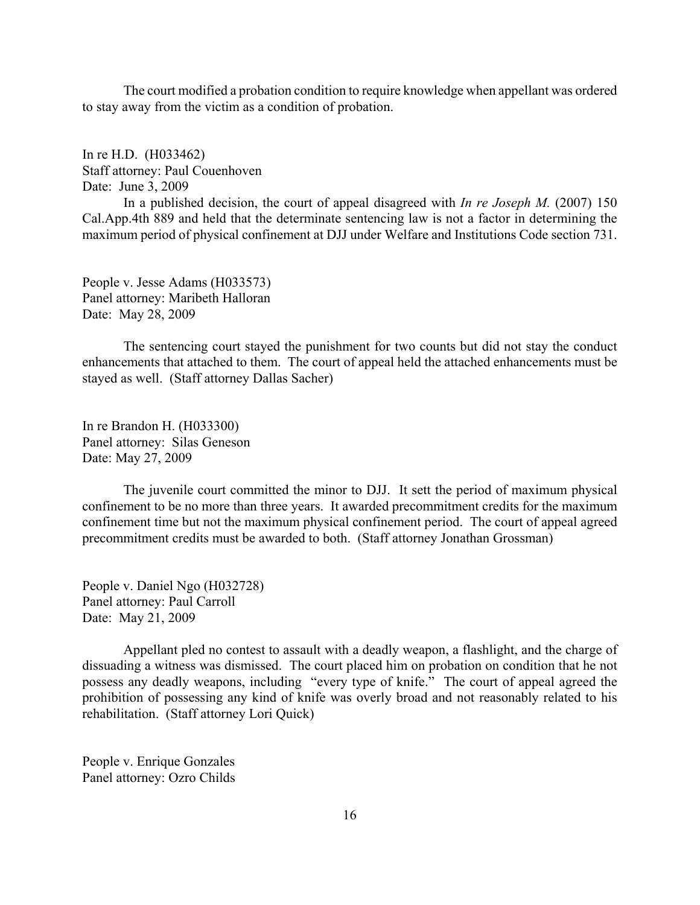The court modified a probation condition to require knowledge when appellant was ordered to stay away from the victim as a condition of probation.

In re H.D. (H033462)
Staff attorney: Paul Couenhoven
Date: June 3, 2009

In a published decision, the court of appeal disagreed with *In re Joseph M.* (2007) 150 Cal.App.4th 889 and held that the determinate sentencing law is not a factor in determining the maximum period of physical confinement at DJJ under Welfare and Institutions Code section 731.

People v. Jesse Adams (H033573)
Panel attorney: Maribeth Halloran
Date: May 28, 2009

The sentencing court stayed the punishment for two counts but did not stay the conduct enhancements that attached to them. The court of appeal held the attached enhancements must be stayed as well. (Staff attorney Dallas Sacher)

In re Brandon H. (H033300)
Panel attorney: Silas Geneson
Date: May 27, 2009

The juvenile court committed the minor to DJJ. It sett the period of maximum physical confinement to be no more than three years. It awarded precommitment credits for the maximum confinement time but not the maximum physical confinement period. The court of appeal agreed precommitment credits must be awarded to both. (Staff attorney Jonathan Grossman)

People v. Daniel Ngo (H032728)
Panel attorney: Paul Carroll
Date: May 21, 2009

Appellant pled no contest to assault with a deadly weapon, a flashlight, and the charge of dissuading a witness was dismissed. The court placed him on probation on condition that he not possess any deadly weapons, including "every type of knife." The court of appeal agreed the prohibition of possessing any kind of knife was overly broad and not reasonably related to his rehabilitation. (Staff attorney Lori Quick)

People v. Enrique Gonzales
Panel attorney: Ozro Childs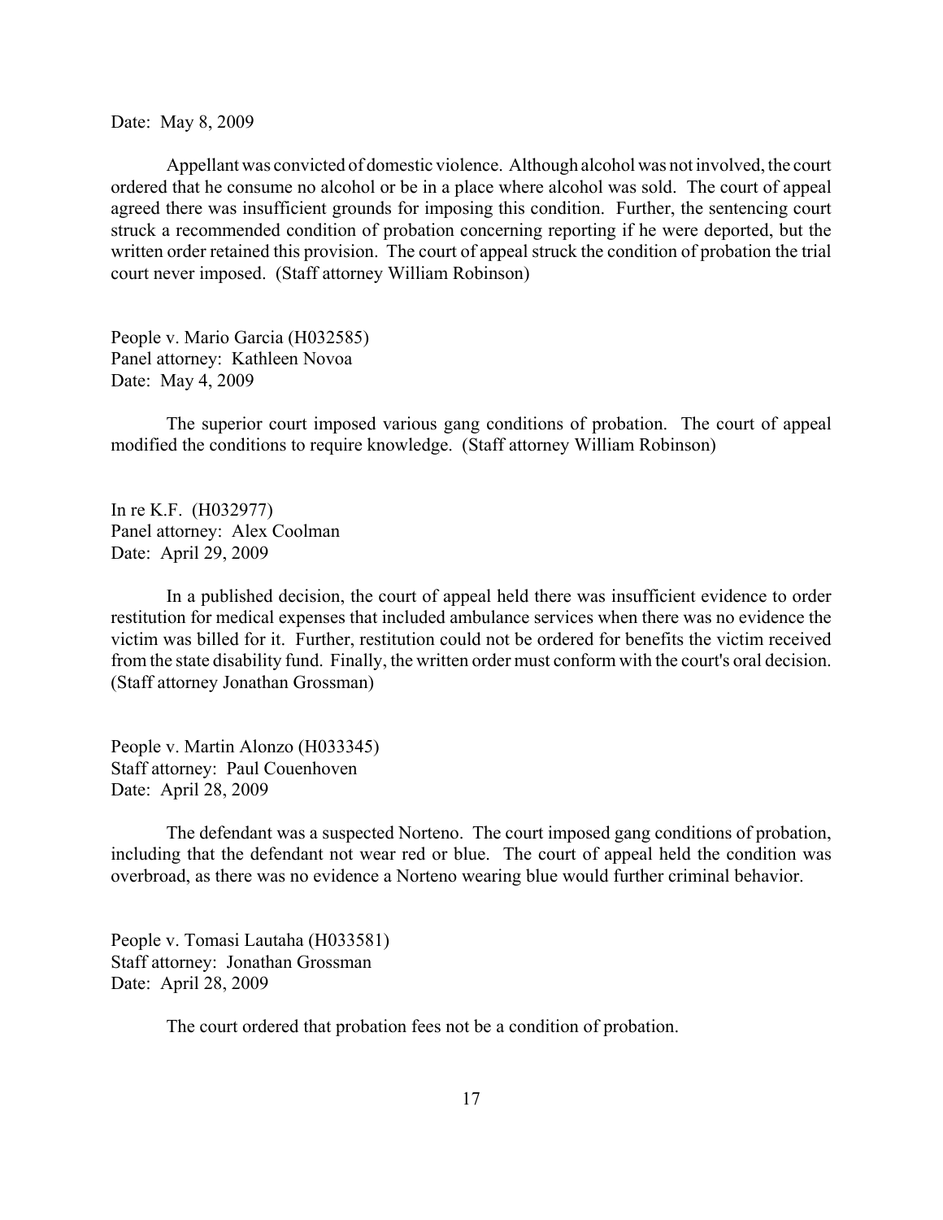Date: May 8, 2009

Appellant was convicted of domestic violence. Although alcohol was not involved, the court ordered that he consume no alcohol or be in a place where alcohol was sold. The court of appeal agreed there was insufficient grounds for imposing this condition. Further, the sentencing court struck a recommended condition of probation concerning reporting if he were deported, but the written order retained this provision. The court of appeal struck the condition of probation the trial court never imposed. (Staff attorney William Robinson)

People v. Mario Garcia (H032585)
Panel attorney: Kathleen Novoa
Date: May 4, 2009

The superior court imposed various gang conditions of probation. The court of appeal modified the conditions to require knowledge. (Staff attorney William Robinson)

In re K.F. (H032977)
Panel attorney: Alex Coolman
Date: April 29, 2009

In a published decision, the court of appeal held there was insufficient evidence to order restitution for medical expenses that included ambulance services when there was no evidence the victim was billed for it. Further, restitution could not be ordered for benefits the victim received from the state disability fund. Finally, the written order must conform with the court's oral decision. (Staff attorney Jonathan Grossman)

People v. Martin Alonzo (H033345)
Staff attorney: Paul Couenhoven
Date: April 28, 2009

The defendant was a suspected Norteno. The court imposed gang conditions of probation, including that the defendant not wear red or blue. The court of appeal held the condition was overbroad, as there was no evidence a Norteno wearing blue would further criminal behavior.

People v. Tomasi Lautaha (H033581)
Staff attorney: Jonathan Grossman
Date: April 28, 2009

The court ordered that probation fees not be a condition of probation.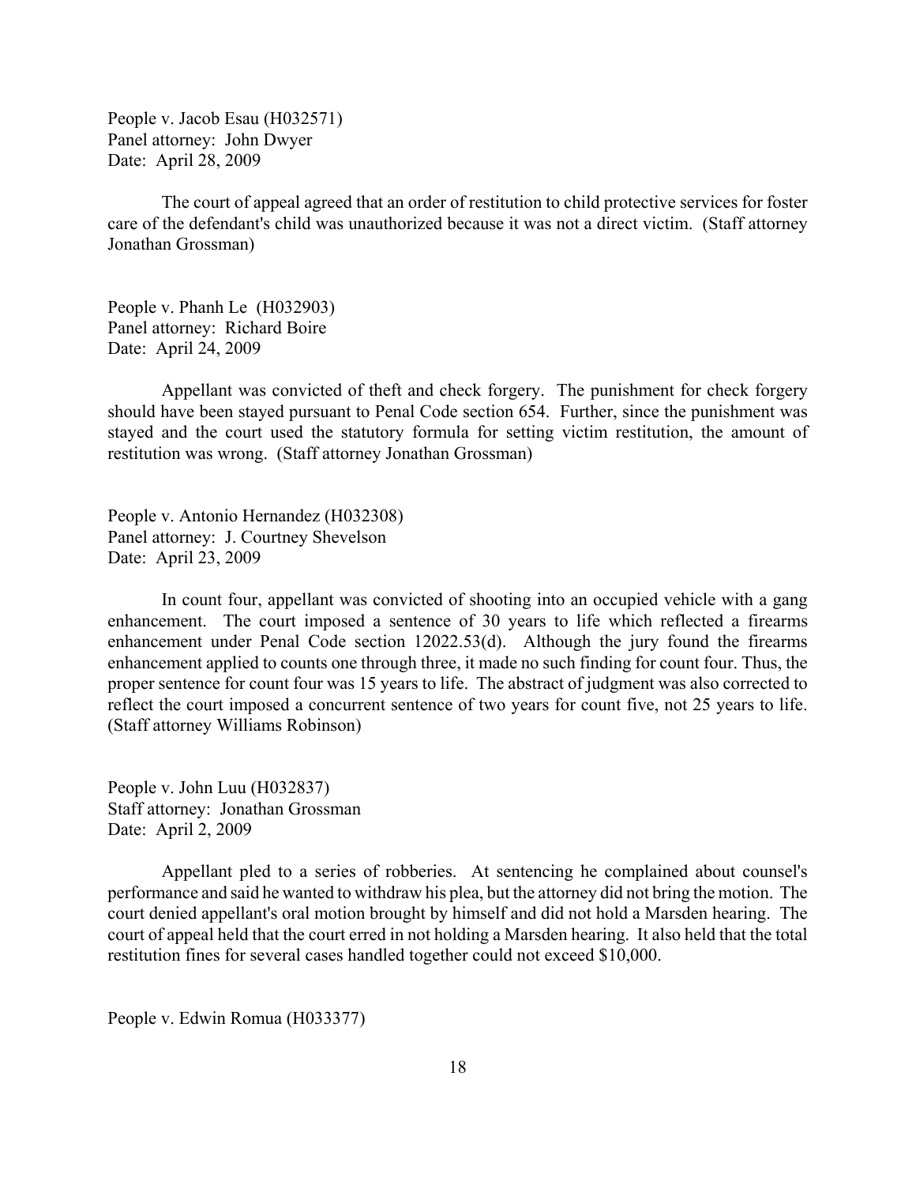People v. Jacob Esau (H032571)
Panel attorney: John Dwyer
Date: April 28, 2009

The court of appeal agreed that an order of restitution to child protective services for foster care of the defendant's child was unauthorized because it was not a direct victim. (Staff attorney Jonathan Grossman)

People v. Phanh Le (H032903)
Panel attorney: Richard Boire
Date: April 24, 2009

Appellant was convicted of theft and check forgery. The punishment for check forgery should have been stayed pursuant to Penal Code section 654. Further, since the punishment was stayed and the court used the statutory formula for setting victim restitution, the amount of restitution was wrong. (Staff attorney Jonathan Grossman)

People v. Antonio Hernandez (H032308)
Panel attorney: J. Courtney Shevelson
Date: April 23, 2009

In count four, appellant was convicted of shooting into an occupied vehicle with a gang enhancement. The court imposed a sentence of 30 years to life which reflected a firearms enhancement under Penal Code section 12022.53(d). Although the jury found the firearms enhancement applied to counts one through three, it made no such finding for count four. Thus, the proper sentence for count four was 15 years to life. The abstract of judgment was also corrected to reflect the court imposed a concurrent sentence of two years for count five, not 25 years to life. (Staff attorney Williams Robinson)

People v. John Luu (H032837)
Staff attorney: Jonathan Grossman
Date: April 2, 2009

Appellant pled to a series of robberies. At sentencing he complained about counsel's performance and said he wanted to withdraw his plea, but the attorney did not bring the motion. The court denied appellant's oral motion brought by himself and did not hold a Marsden hearing. The court of appeal held that the court erred in not holding a Marsden hearing. It also held that the total restitution fines for several cases handled together could not exceed $10,000.

People v. Edwin Romua (H033377)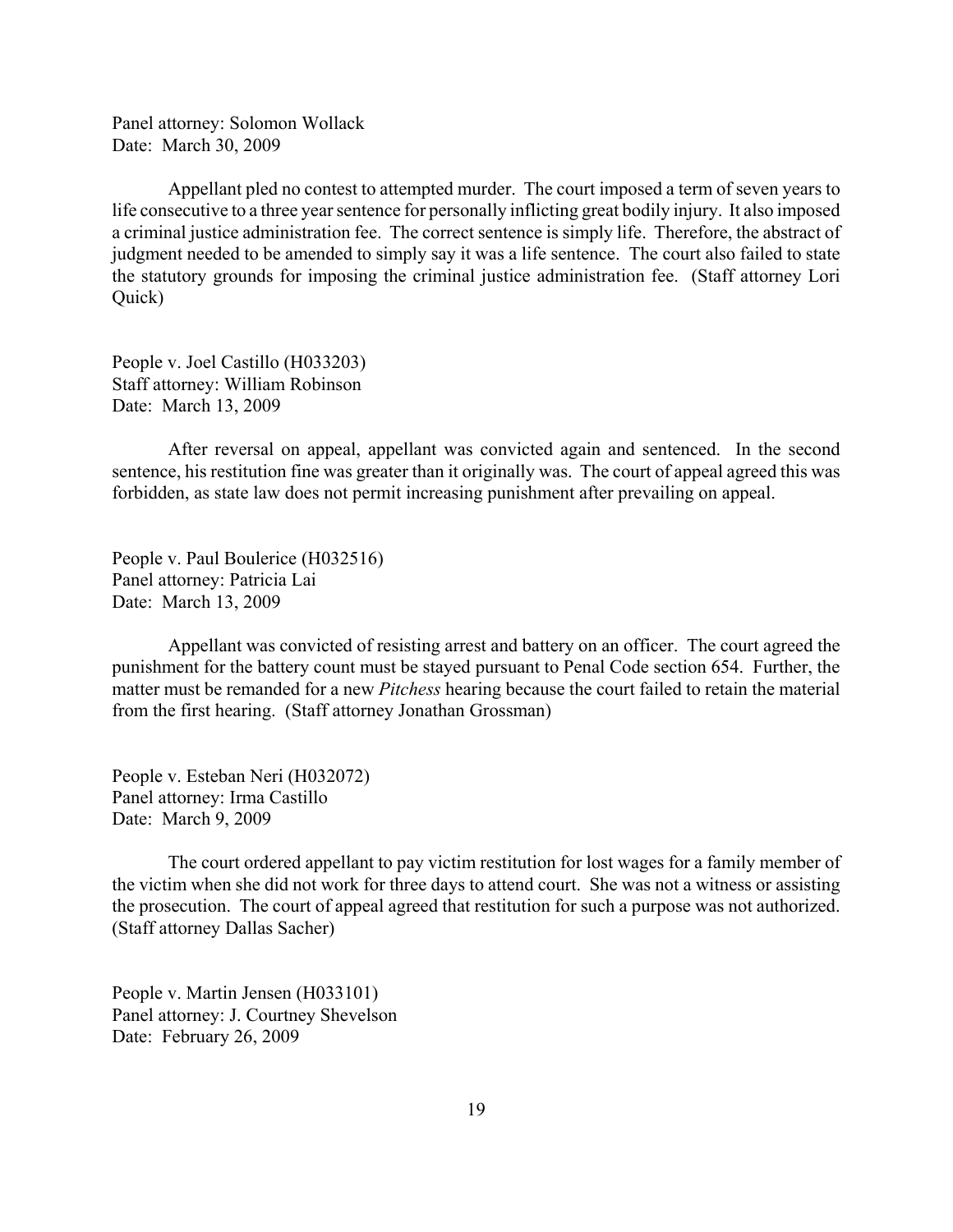Panel attorney: Solomon Wollack
Date: March 30, 2009

Appellant pled no contest to attempted murder. The court imposed a term of seven years to life consecutive to a three year sentence for personally inflicting great bodily injury. It also imposed a criminal justice administration fee. The correct sentence is simply life. Therefore, the abstract of judgment needed to be amended to simply say it was a life sentence. The court also failed to state the statutory grounds for imposing the criminal justice administration fee. (Staff attorney Lori Quick)

People v. Joel Castillo (H033203)
Staff attorney: William Robinson
Date: March 13, 2009

After reversal on appeal, appellant was convicted again and sentenced. In the second sentence, his restitution fine was greater than it originally was. The court of appeal agreed this was forbidden, as state law does not permit increasing punishment after prevailing on appeal.

People v. Paul Boulerice (H032516)
Panel attorney: Patricia Lai
Date: March 13, 2009

Appellant was convicted of resisting arrest and battery on an officer. The court agreed the punishment for the battery count must be stayed pursuant to Penal Code section 654. Further, the matter must be remanded for a new *Pitchess* hearing because the court failed to retain the material from the first hearing. (Staff attorney Jonathan Grossman)

People v. Esteban Neri (H032072)
Panel attorney: Irma Castillo
Date: March 9, 2009

The court ordered appellant to pay victim restitution for lost wages for a family member of the victim when she did not work for three days to attend court. She was not a witness or assisting the prosecution. The court of appeal agreed that restitution for such a purpose was not authorized. (Staff attorney Dallas Sacher)

People v. Martin Jensen (H033101)
Panel attorney: J. Courtney Shevelson
Date: February 26, 2009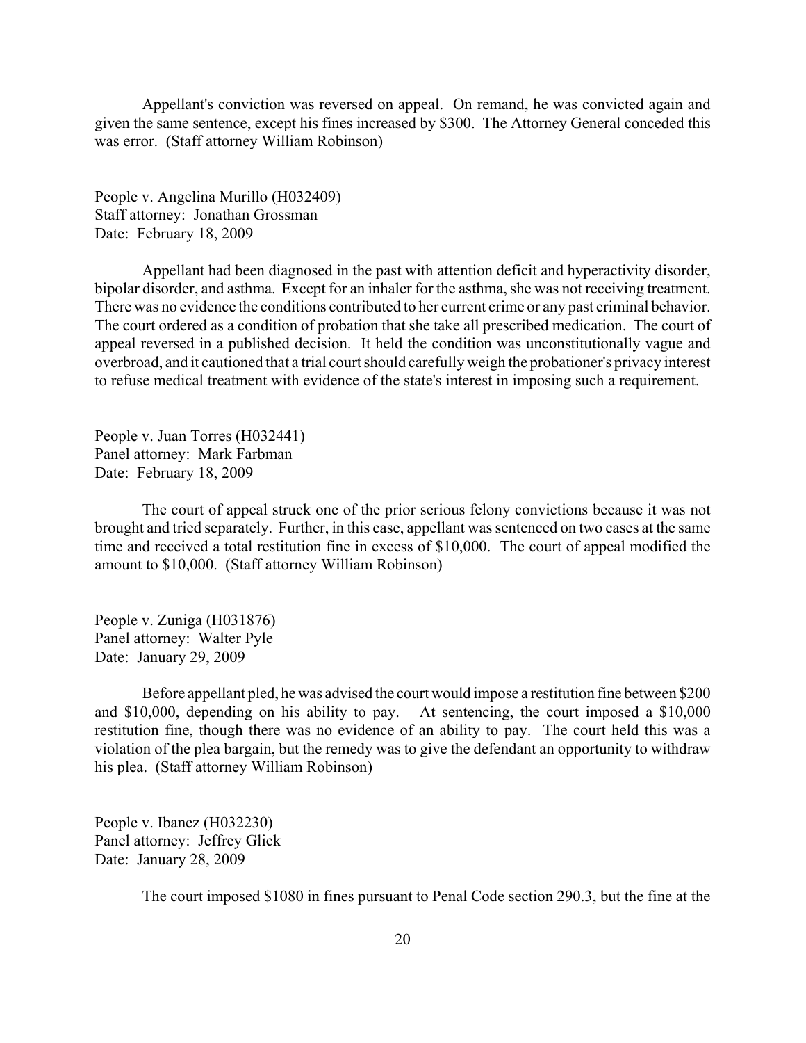Appellant's conviction was reversed on appeal. On remand, he was convicted again and given the same sentence, except his fines increased by $300. The Attorney General conceded this was error. (Staff attorney William Robinson)

People v. Angelina Murillo (H032409)
Staff attorney: Jonathan Grossman
Date: February 18, 2009

Appellant had been diagnosed in the past with attention deficit and hyperactivity disorder, bipolar disorder, and asthma. Except for an inhaler for the asthma, she was not receiving treatment. There was no evidence the conditions contributed to her current crime or any past criminal behavior. The court ordered as a condition of probation that she take all prescribed medication. The court of appeal reversed in a published decision. It held the condition was unconstitutionally vague and overbroad, and it cautioned that a trial court should carefully weigh the probationer's privacy interest to refuse medical treatment with evidence of the state's interest in imposing such a requirement.

People v. Juan Torres (H032441)
Panel attorney: Mark Farbman
Date: February 18, 2009

The court of appeal struck one of the prior serious felony convictions because it was not brought and tried separately. Further, in this case, appellant was sentenced on two cases at the same time and received a total restitution fine in excess of $10,000. The court of appeal modified the amount to $10,000. (Staff attorney William Robinson)

People v. Zuniga (H031876)
Panel attorney: Walter Pyle
Date: January 29, 2009

Before appellant pled, he was advised the court would impose a restitution fine between $200 and $10,000, depending on his ability to pay. At sentencing, the court imposed a $10,000 restitution fine, though there was no evidence of an ability to pay. The court held this was a violation of the plea bargain, but the remedy was to give the defendant an opportunity to withdraw his plea. (Staff attorney William Robinson)

People v. Ibanez (H032230)
Panel attorney: Jeffrey Glick
Date: January 28, 2009

The court imposed $1080 in fines pursuant to Penal Code section 290.3, but the fine at the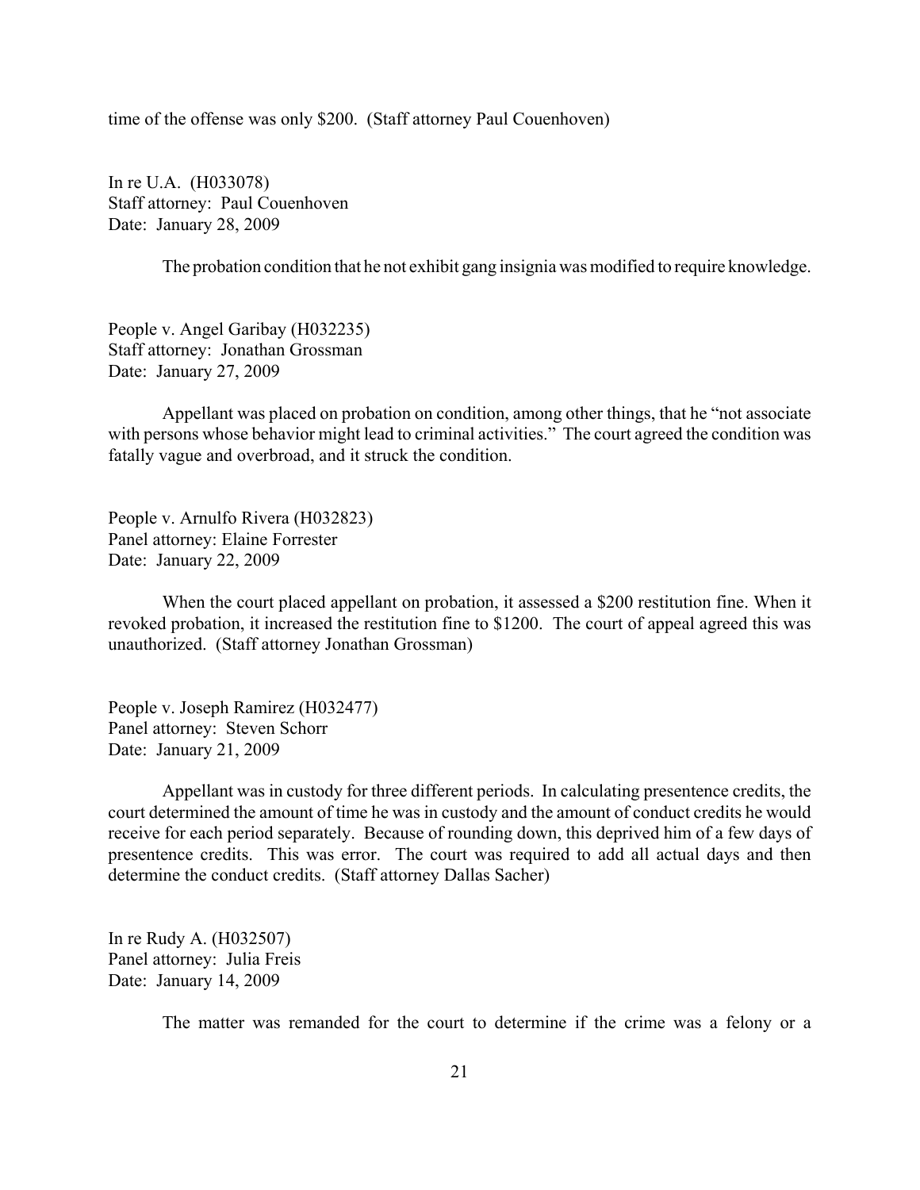time of the offense was only $200. (Staff attorney Paul Couenhoven)

In re U.A. (H033078)
Staff attorney: Paul Couenhoven
Date: January 28, 2009

The probation condition that he not exhibit gang insignia was modified to require knowledge.

People v. Angel Garibay (H032235)
Staff attorney: Jonathan Grossman
Date: January 27, 2009

Appellant was placed on probation on condition, among other things, that he "not associate with persons whose behavior might lead to criminal activities." The court agreed the condition was fatally vague and overbroad, and it struck the condition.

People v. Arnulfo Rivera (H032823)
Panel attorney: Elaine Forrester
Date: January 22, 2009

When the court placed appellant on probation, it assessed a $200 restitution fine. When it revoked probation, it increased the restitution fine to $1200. The court of appeal agreed this was unauthorized. (Staff attorney Jonathan Grossman)

People v. Joseph Ramirez (H032477)
Panel attorney: Steven Schorr
Date: January 21, 2009

Appellant was in custody for three different periods. In calculating presentence credits, the court determined the amount of time he was in custody and the amount of conduct credits he would receive for each period separately. Because of rounding down, this deprived him of a few days of presentence credits. This was error. The court was required to add all actual days and then determine the conduct credits. (Staff attorney Dallas Sacher)

In re Rudy A. (H032507)
Panel attorney: Julia Freis
Date: January 14, 2009

The matter was remanded for the court to determine if the crime was a felony or a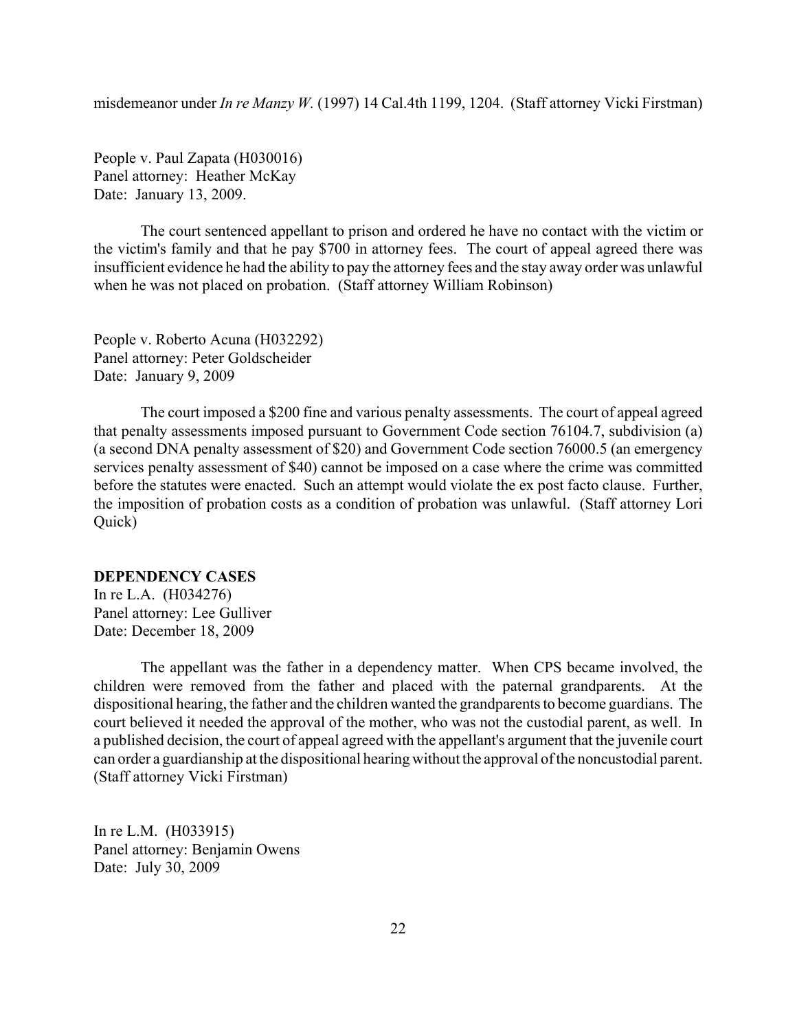misdemeanor under *In re Manzy W.* (1997) 14 Cal.4th 1199, 1204. (Staff attorney Vicki Firstman)

People v. Paul Zapata (H030016)
Panel attorney: Heather McKay
Date: January 13, 2009.

The court sentenced appellant to prison and ordered he have no contact with the victim or the victim's family and that he pay $700 in attorney fees. The court of appeal agreed there was insufficient evidence he had the ability to pay the attorney fees and the stay away order was unlawful when he was not placed on probation. (Staff attorney William Robinson)

People v. Roberto Acuna (H032292)
Panel attorney: Peter Goldscheider
Date: January 9, 2009

The court imposed a $200 fine and various penalty assessments. The court of appeal agreed that penalty assessments imposed pursuant to Government Code section 76104.7, subdivision (a) (a second DNA penalty assessment of $20) and Government Code section 76000.5 (an emergency services penalty assessment of $40) cannot be imposed on a case where the crime was committed before the statutes were enacted. Such an attempt would violate the ex post facto clause. Further, the imposition of probation costs as a condition of probation was unlawful. (Staff attorney Lori Quick)

**DEPENDENCY CASES**

In re L.A. (H034276)
Panel attorney: Lee Gulliver
Date: December 18, 2009

The appellant was the father in a dependency matter. When CPS became involved, the children were removed from the father and placed with the paternal grandparents. At the dispositional hearing, the father and the children wanted the grandparents to become guardians. The court believed it needed the approval of the mother, who was not the custodial parent, as well. In a published decision, the court of appeal agreed with the appellant's argument that the juvenile court can order a guardianship at the dispositional hearing without the approval of the noncustodial parent. (Staff attorney Vicki Firstman)

In re L.M. (H033915)
Panel attorney: Benjamin Owens
Date: July 30, 2009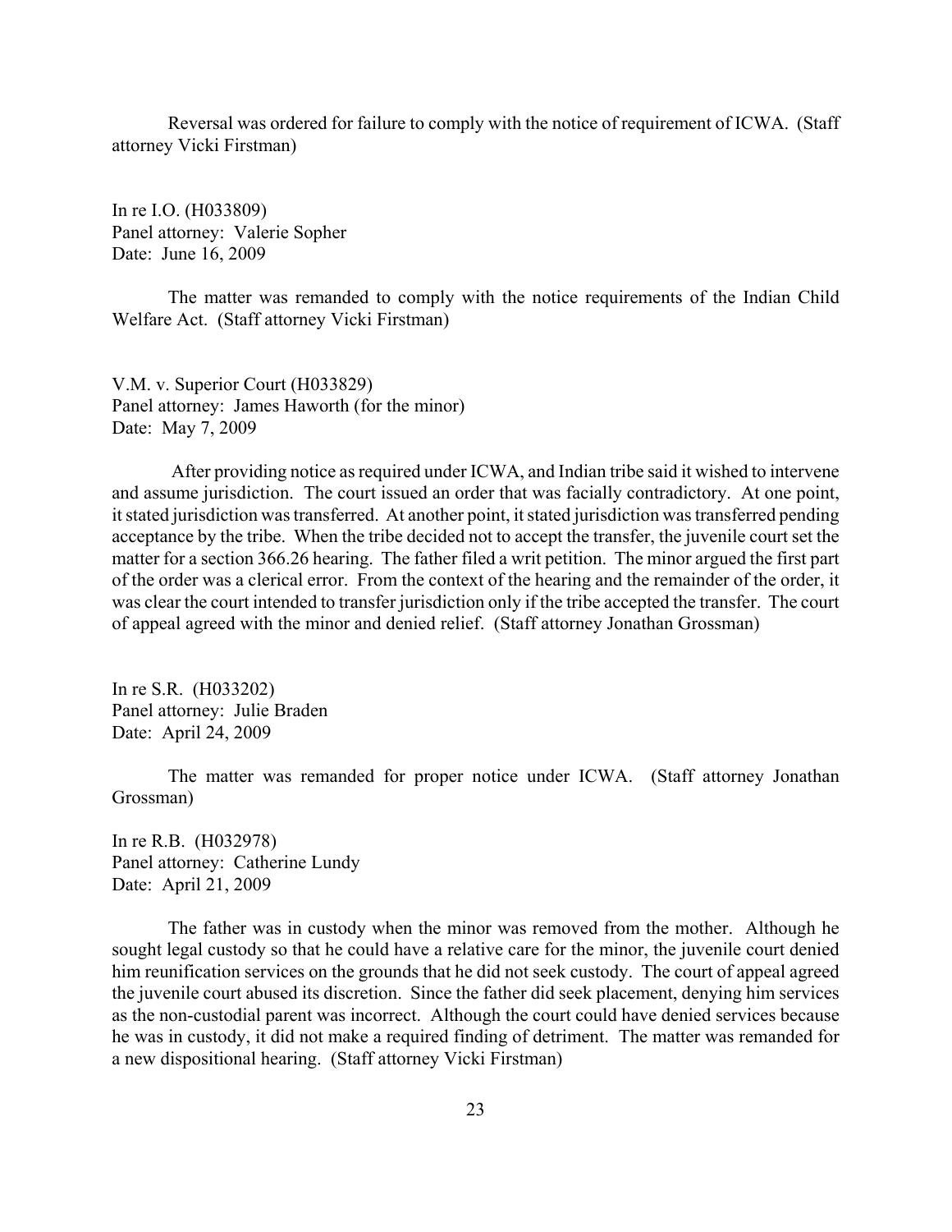Reversal was ordered for failure to comply with the notice of requirement of ICWA. (Staff attorney Vicki Firstman)

In re I.O. (H033809)
Panel attorney: Valerie Sopher
Date: June 16, 2009

The matter was remanded to comply with the notice requirements of the Indian Child Welfare Act. (Staff attorney Vicki Firstman)

V.M. v. Superior Court (H033829)
Panel attorney: James Haworth (for the minor)
Date: May 7, 2009

After providing notice as required under ICWA, and Indian tribe said it wished to intervene and assume jurisdiction. The court issued an order that was facially contradictory. At one point, it stated jurisdiction was transferred. At another point, it stated jurisdiction was transferred pending acceptance by the tribe. When the tribe decided not to accept the transfer, the juvenile court set the matter for a section 366.26 hearing. The father filed a writ petition. The minor argued the first part of the order was a clerical error. From the context of the hearing and the remainder of the order, it was clear the court intended to transfer jurisdiction only if the tribe accepted the transfer. The court of appeal agreed with the minor and denied relief. (Staff attorney Jonathan Grossman)

In re S.R. (H033202)
Panel attorney: Julie Braden
Date: April 24, 2009

The matter was remanded for proper notice under ICWA. (Staff attorney Jonathan Grossman)

In re R.B. (H032978)
Panel attorney: Catherine Lundy
Date: April 21, 2009

The father was in custody when the minor was removed from the mother. Although he sought legal custody so that he could have a relative care for the minor, the juvenile court denied him reunification services on the grounds that he did not seek custody. The court of appeal agreed the juvenile court abused its discretion. Since the father did seek placement, denying him services as the non-custodial parent was incorrect. Although the court could have denied services because he was in custody, it did not make a required finding of detriment. The matter was remanded for a new dispositional hearing. (Staff attorney Vicki Firstman)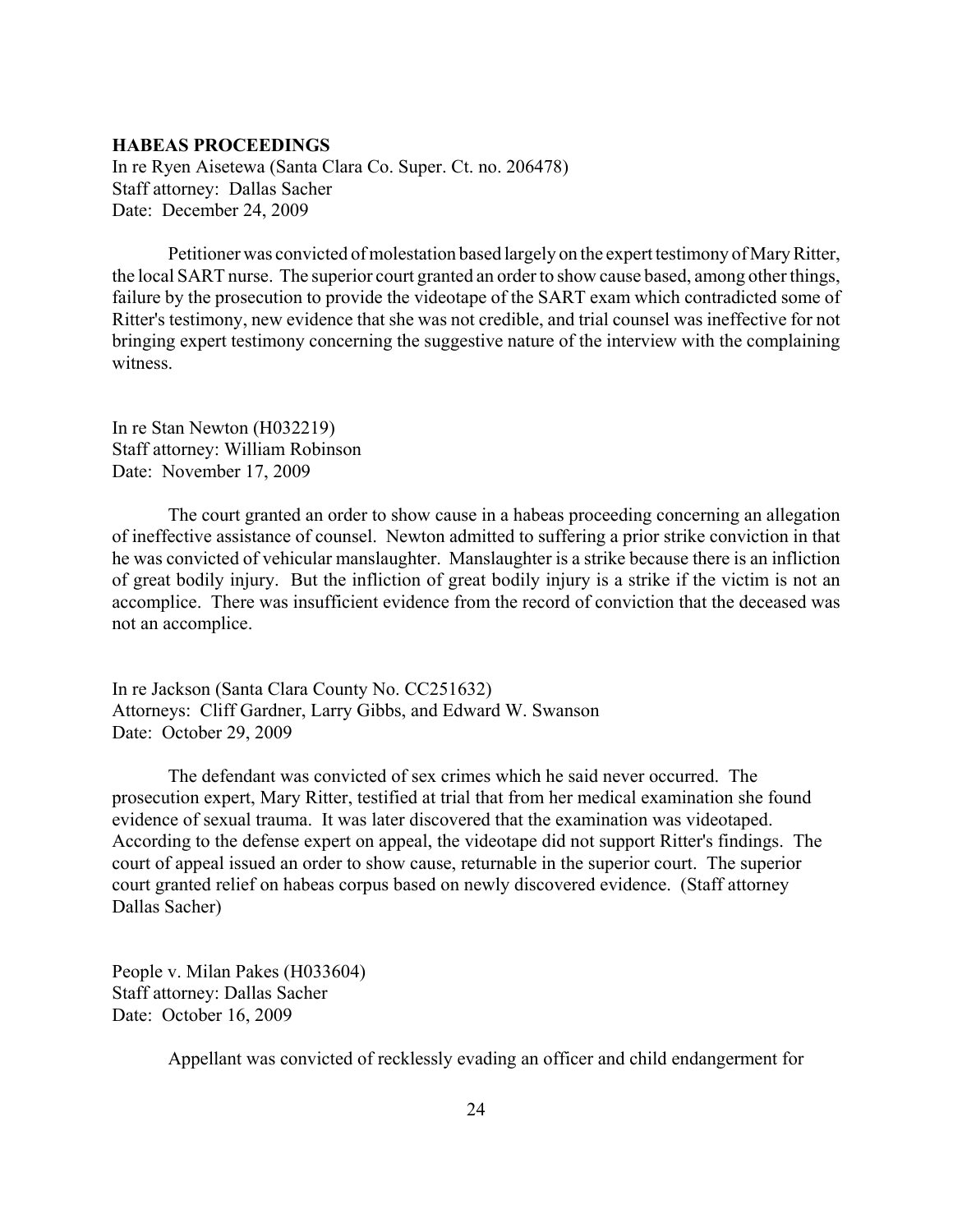**HABEAS PROCEEDINGS**

In re Ryen Aisetewa (Santa Clara Co. Super. Ct. no. 206478)
Staff attorney: Dallas Sacher
Date: December 24, 2009

Petitioner was convicted of molestation based largely on the expert testimony of Mary Ritter, the local SART nurse. The superior court granted an order to show cause based, among other things, failure by the prosecution to provide the videotape of the SART exam which contradicted some of Ritter's testimony, new evidence that she was not credible, and trial counsel was ineffective for not bringing expert testimony concerning the suggestive nature of the interview with the complaining witness.

In re Stan Newton (H032219)
Staff attorney: William Robinson
Date: November 17, 2009

The court granted an order to show cause in a habeas proceeding concerning an allegation of ineffective assistance of counsel. Newton admitted to suffering a prior strike conviction in that he was convicted of vehicular manslaughter. Manslaughter is a strike because there is an infliction of great bodily injury. But the infliction of great bodily injury is a strike if the victim is not an accomplice. There was insufficient evidence from the record of conviction that the deceased was not an accomplice.

In re Jackson (Santa Clara County No. CC251632)
Attorneys: Cliff Gardner, Larry Gibbs, and Edward W. Swanson
Date: October 29, 2009

The defendant was convicted of sex crimes which he said never occurred. The prosecution expert, Mary Ritter, testified at trial that from her medical examination she found evidence of sexual trauma. It was later discovered that the examination was videotaped. According to the defense expert on appeal, the videotape did not support Ritter's findings. The court of appeal issued an order to show cause, returnable in the superior court. The superior court granted relief on habeas corpus based on newly discovered evidence. (Staff attorney Dallas Sacher)

People v. Milan Pakes (H033604)
Staff attorney: Dallas Sacher
Date: October 16, 2009

Appellant was convicted of recklessly evading an officer and child endangerment for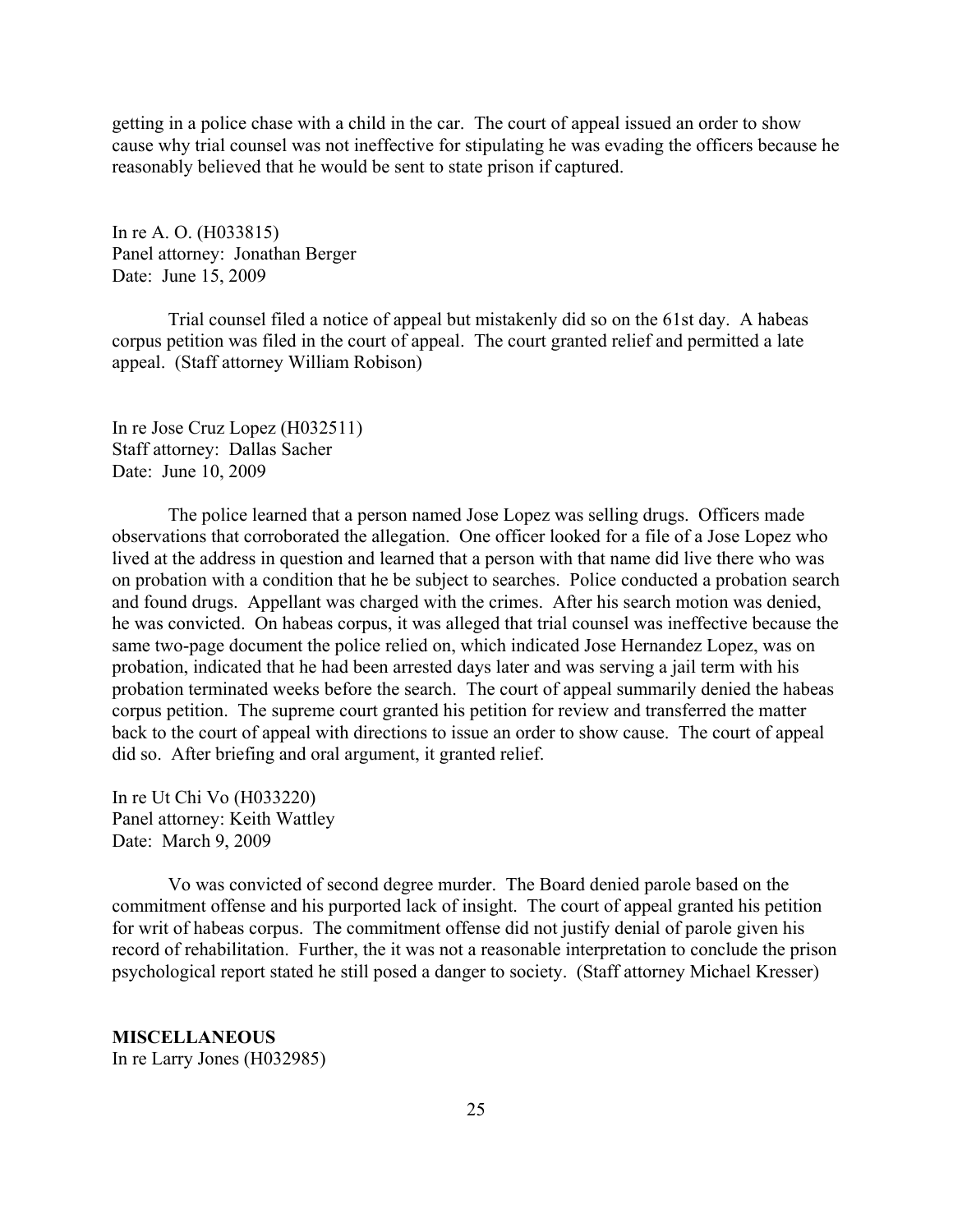getting in a police chase with a child in the car. The court of appeal issued an order to show cause why trial counsel was not ineffective for stipulating he was evading the officers because he reasonably believed that he would be sent to state prison if captured.

In re A. O. (H033815)
Panel attorney: Jonathan Berger
Date: June 15, 2009

Trial counsel filed a notice of appeal but mistakenly did so on the 61st day. A habeas corpus petition was filed in the court of appeal. The court granted relief and permitted a late appeal. (Staff attorney William Robison)

In re Jose Cruz Lopez (H032511)
Staff attorney: Dallas Sacher
Date: June 10, 2009

The police learned that a person named Jose Lopez was selling drugs. Officers made observations that corroborated the allegation. One officer looked for a file of a Jose Lopez who lived at the address in question and learned that a person with that name did live there who was on probation with a condition that he be subject to searches. Police conducted a probation search and found drugs. Appellant was charged with the crimes. After his search motion was denied, he was convicted. On habeas corpus, it was alleged that trial counsel was ineffective because the same two-page document the police relied on, which indicated Jose Hernandez Lopez, was on probation, indicated that he had been arrested days later and was serving a jail term with his probation terminated weeks before the search. The court of appeal summarily denied the habeas corpus petition. The supreme court granted his petition for review and transferred the matter back to the court of appeal with directions to issue an order to show cause. The court of appeal did so. After briefing and oral argument, it granted relief.

In re Ut Chi Vo (H033220)
Panel attorney: Keith Wattley
Date: March 9, 2009

Vo was convicted of second degree murder. The Board denied parole based on the commitment offense and his purported lack of insight. The court of appeal granted his petition for writ of habeas corpus. The commitment offense did not justify denial of parole given his record of rehabilitation. Further, the it was not a reasonable interpretation to conclude the prison psychological report stated he still posed a danger to society. (Staff attorney Michael Kresser)

**MISCELLANEOUS**

In re Larry Jones (H032985)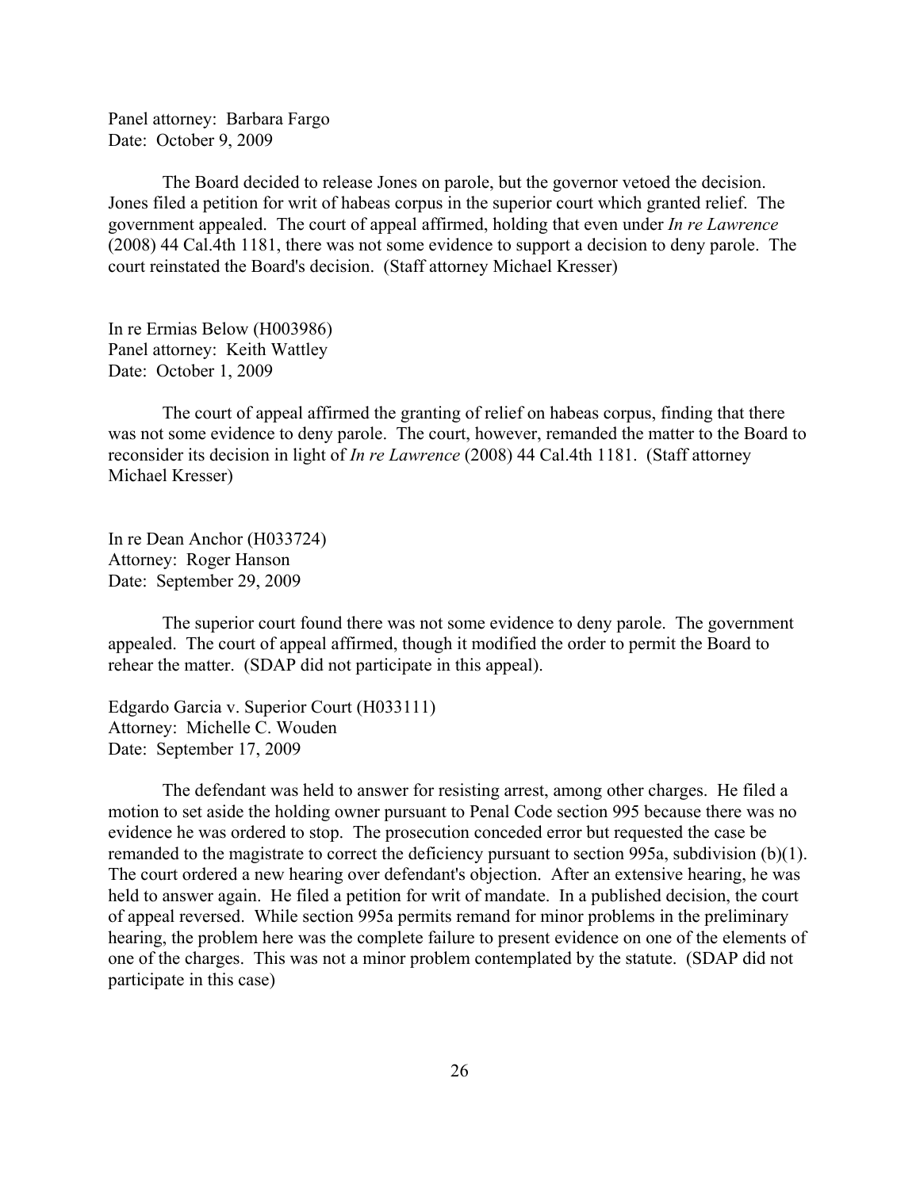Panel attorney: Barbara Fargo
Date: October 9, 2009

The Board decided to release Jones on parole, but the governor vetoed the decision. Jones filed a petition for writ of habeas corpus in the superior court which granted relief. The government appealed. The court of appeal affirmed, holding that even under *In re Lawrence* (2008) 44 Cal.4th 1181, there was not some evidence to support a decision to deny parole. The court reinstated the Board's decision. (Staff attorney Michael Kresser)

In re Ermias Below (H003986)
Panel attorney: Keith Wattley
Date: October 1, 2009

The court of appeal affirmed the granting of relief on habeas corpus, finding that there was not some evidence to deny parole. The court, however, remanded the matter to the Board to reconsider its decision in light of *In re Lawrence* (2008) 44 Cal.4th 1181. (Staff attorney Michael Kresser)

In re Dean Anchor (H033724)
Attorney: Roger Hanson
Date: September 29, 2009

The superior court found there was not some evidence to deny parole. The government appealed. The court of appeal affirmed, though it modified the order to permit the Board to rehear the matter. (SDAP did not participate in this appeal).

Edgardo Garcia v. Superior Court (H033111)
Attorney: Michelle C. Wouden
Date: September 17, 2009

The defendant was held to answer for resisting arrest, among other charges. He filed a motion to set aside the holding owner pursuant to Penal Code section 995 because there was no evidence he was ordered to stop. The prosecution conceded error but requested the case be remanded to the magistrate to correct the deficiency pursuant to section 995a, subdivision (b)(1). The court ordered a new hearing over defendant's objection. After an extensive hearing, he was held to answer again. He filed a petition for writ of mandate. In a published decision, the court of appeal reversed. While section 995a permits remand for minor problems in the preliminary hearing, the problem here was the complete failure to present evidence on one of the elements of one of the charges. This was not a minor problem contemplated by the statute. (SDAP did not participate in this case)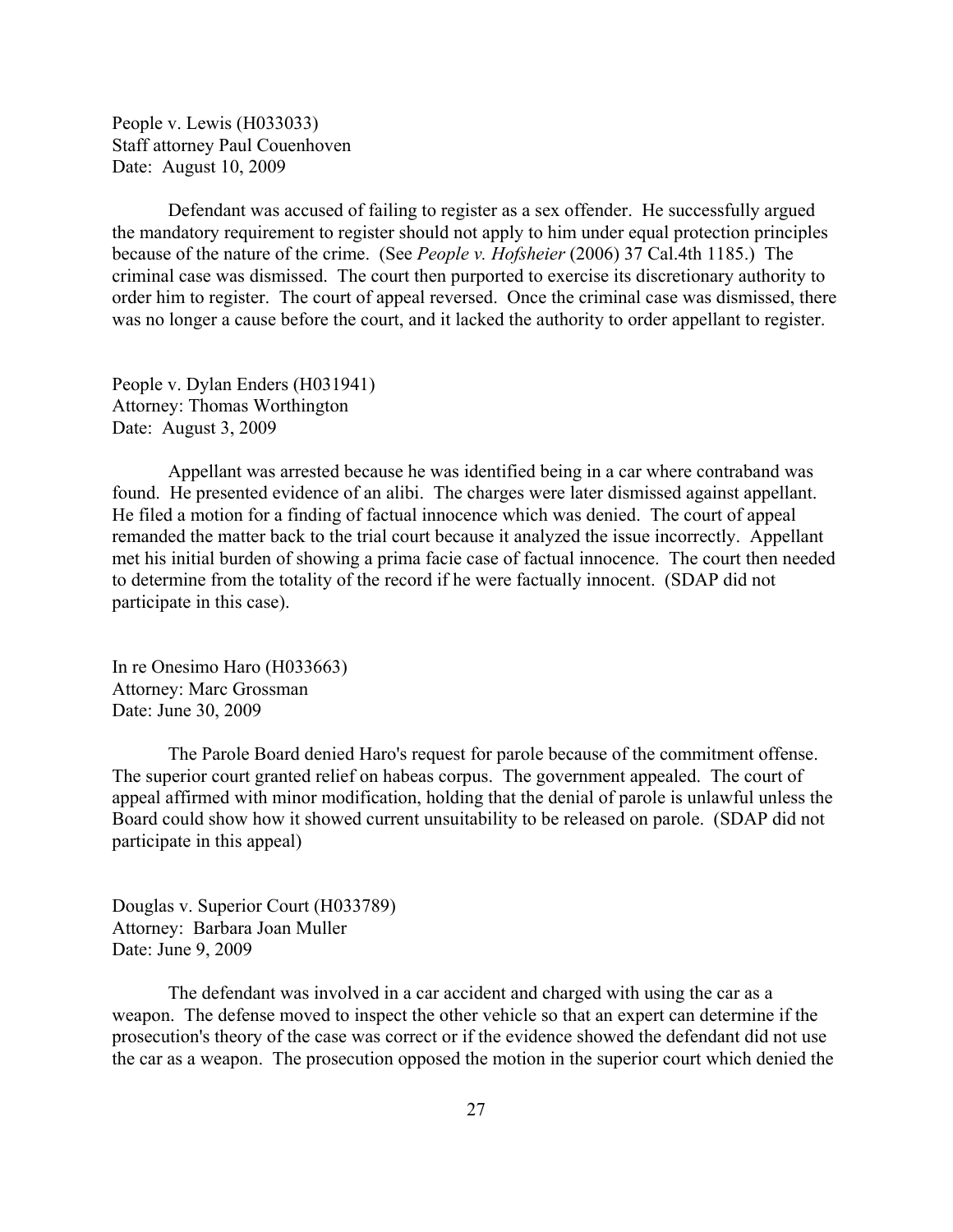People v. Lewis (H033033)
Staff attorney Paul Couenhoven
Date: August 10, 2009

Defendant was accused of failing to register as a sex offender. He successfully argued the mandatory requirement to register should not apply to him under equal protection principles because of the nature of the crime. (See *People v. Hofsheier* (2006) 37 Cal.4th 1185.) The criminal case was dismissed. The court then purported to exercise its discretionary authority to order him to register. The court of appeal reversed. Once the criminal case was dismissed, there was no longer a cause before the court, and it lacked the authority to order appellant to register.

People v. Dylan Enders (H031941)
Attorney: Thomas Worthington
Date: August 3, 2009

Appellant was arrested because he was identified being in a car where contraband was found. He presented evidence of an alibi. The charges were later dismissed against appellant. He filed a motion for a finding of factual innocence which was denied. The court of appeal remanded the matter back to the trial court because it analyzed the issue incorrectly. Appellant met his initial burden of showing a prima facie case of factual innocence. The court then needed to determine from the totality of the record if he were factually innocent. (SDAP did not participate in this case).

In re Onesimo Haro (H033663)
Attorney: Marc Grossman
Date: June 30, 2009

The Parole Board denied Haro's request for parole because of the commitment offense. The superior court granted relief on habeas corpus. The government appealed. The court of appeal affirmed with minor modification, holding that the denial of parole is unlawful unless the Board could show how it showed current unsuitability to be released on parole. (SDAP did not participate in this appeal)

Douglas v. Superior Court (H033789)
Attorney: Barbara Joan Muller
Date: June 9, 2009

The defendant was involved in a car accident and charged with using the car as a weapon. The defense moved to inspect the other vehicle so that an expert can determine if the prosecution's theory of the case was correct or if the evidence showed the defendant did not use the car as a weapon. The prosecution opposed the motion in the superior court which denied the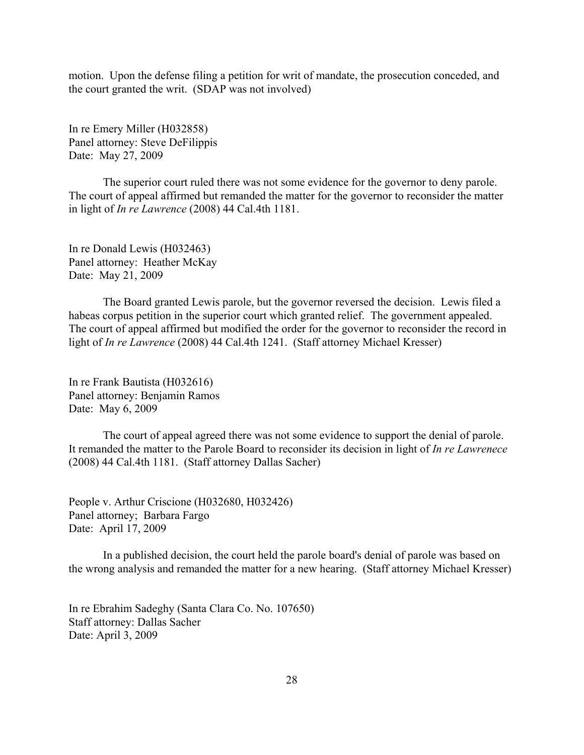motion. Upon the defense filing a petition for writ of mandate, the prosecution conceded, and the court granted the writ. (SDAP was not involved)

In re Emery Miller (H032858)
Panel attorney: Steve DeFilippis
Date: May 27, 2009

The superior court ruled there was not some evidence for the governor to deny parole. The court of appeal affirmed but remanded the matter for the governor to reconsider the matter in light of *In re Lawrence* (2008) 44 Cal.4th 1181.

In re Donald Lewis (H032463)
Panel attorney: Heather McKay
Date: May 21, 2009

The Board granted Lewis parole, but the governor reversed the decision. Lewis filed a habeas corpus petition in the superior court which granted relief. The government appealed. The court of appeal affirmed but modified the order for the governor to reconsider the record in light of *In re Lawrence* (2008) 44 Cal.4th 1241. (Staff attorney Michael Kresser)

In re Frank Bautista (H032616)
Panel attorney: Benjamin Ramos
Date: May 6, 2009

The court of appeal agreed there was not some evidence to support the denial of parole. It remanded the matter to the Parole Board to reconsider its decision in light of *In re Lawrenece* (2008) 44 Cal.4th 1181. (Staff attorney Dallas Sacher)

People v. Arthur Criscione (H032680, H032426)
Panel attorney; Barbara Fargo
Date: April 17, 2009

In a published decision, the court held the parole board's denial of parole was based on the wrong analysis and remanded the matter for a new hearing. (Staff attorney Michael Kresser)

In re Ebrahim Sadeghy (Santa Clara Co. No. 107650)
Staff attorney: Dallas Sacher
Date: April 3, 2009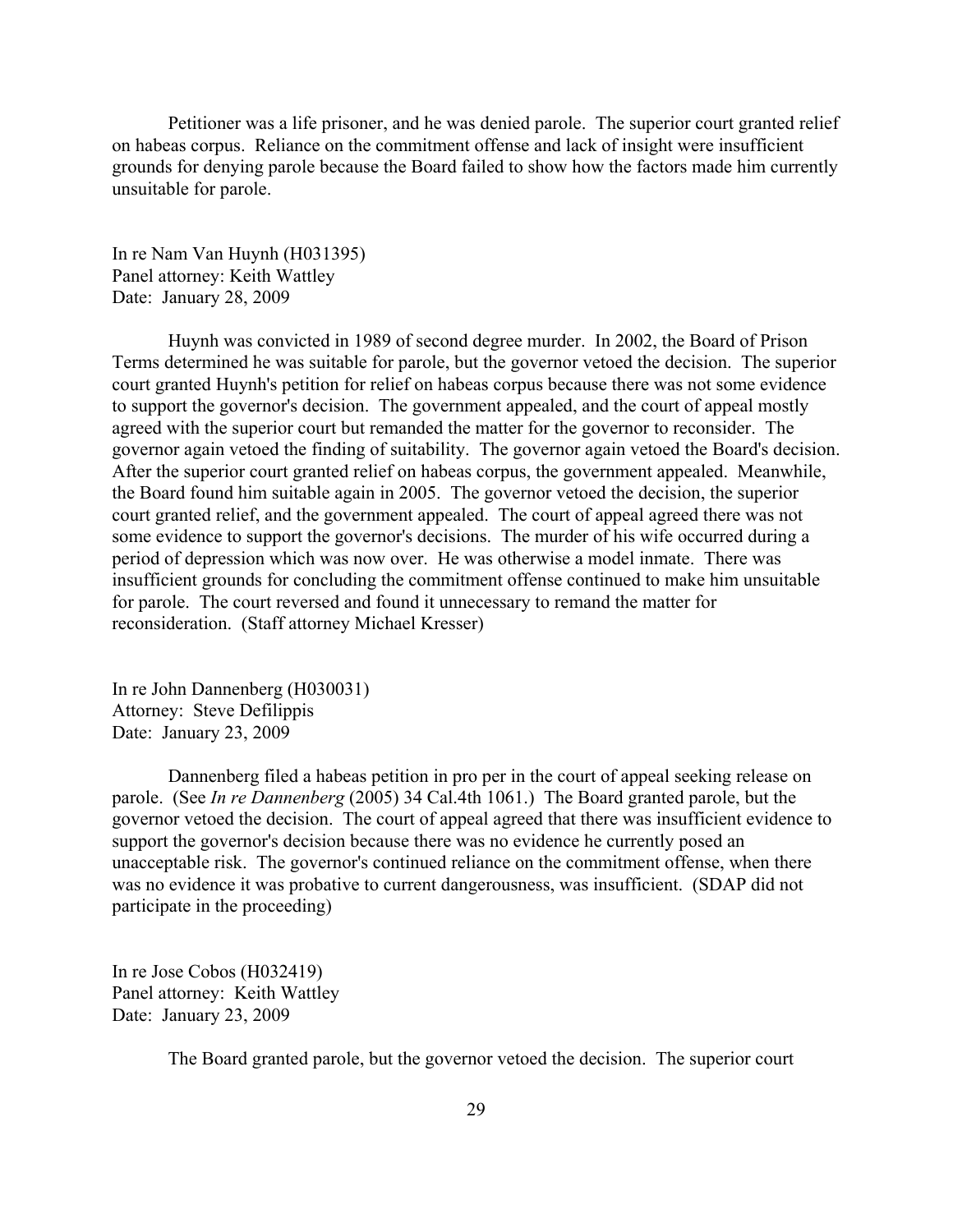Petitioner was a life prisoner, and he was denied parole. The superior court granted relief on habeas corpus. Reliance on the commitment offense and lack of insight were insufficient grounds for denying parole because the Board failed to show how the factors made him currently unsuitable for parole.

In re Nam Van Huynh (H031395)
Panel attorney: Keith Wattley
Date: January 28, 2009

Huynh was convicted in 1989 of second degree murder. In 2002, the Board of Prison Terms determined he was suitable for parole, but the governor vetoed the decision. The superior court granted Huynh's petition for relief on habeas corpus because there was not some evidence to support the governor's decision. The government appealed, and the court of appeal mostly agreed with the superior court but remanded the matter for the governor to reconsider. The governor again vetoed the finding of suitability. The governor again vetoed the Board's decision. After the superior court granted relief on habeas corpus, the government appealed. Meanwhile, the Board found him suitable again in 2005. The governor vetoed the decision, the superior court granted relief, and the government appealed. The court of appeal agreed there was not some evidence to support the governor's decisions. The murder of his wife occurred during a period of depression which was now over. He was otherwise a model inmate. There was insufficient grounds for concluding the commitment offense continued to make him unsuitable for parole. The court reversed and found it unnecessary to remand the matter for reconsideration. (Staff attorney Michael Kresser)

In re John Dannenberg (H030031)
Attorney: Steve Defilippis
Date: January 23, 2009

Dannenberg filed a habeas petition in pro per in the court of appeal seeking release on parole. (See *In re Dannenberg* (2005) 34 Cal.4th 1061.) The Board granted parole, but the governor vetoed the decision. The court of appeal agreed that there was insufficient evidence to support the governor's decision because there was no evidence he currently posed an unacceptable risk. The governor's continued reliance on the commitment offense, when there was no evidence it was probative to current dangerousness, was insufficient. (SDAP did not participate in the proceeding)

In re Jose Cobos (H032419)
Panel attorney: Keith Wattley
Date: January 23, 2009

The Board granted parole, but the governor vetoed the decision. The superior court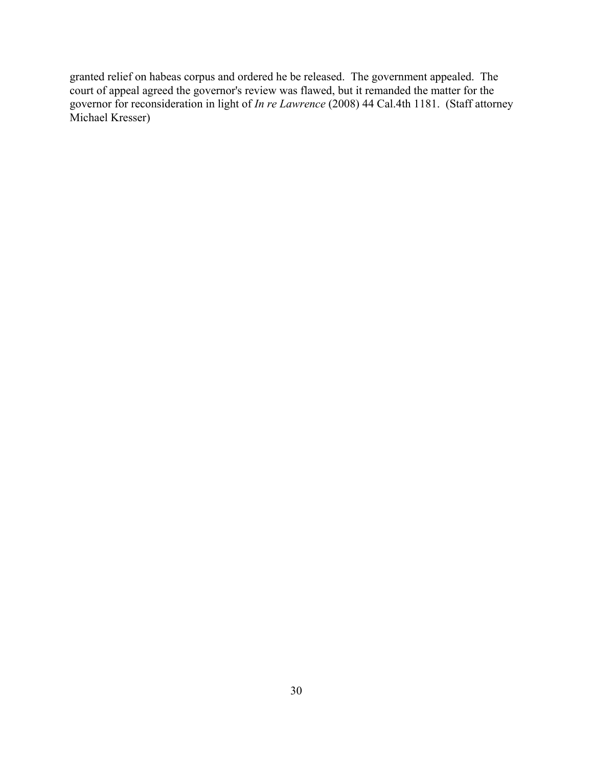granted relief on habeas corpus and ordered he be released. The government appealed. The court of appeal agreed the governor's review was flawed, but it remanded the matter for the governor for reconsideration in light of *In re Lawrence* (2008) 44 Cal.4th 1181. (Staff attorney Michael Kresser)